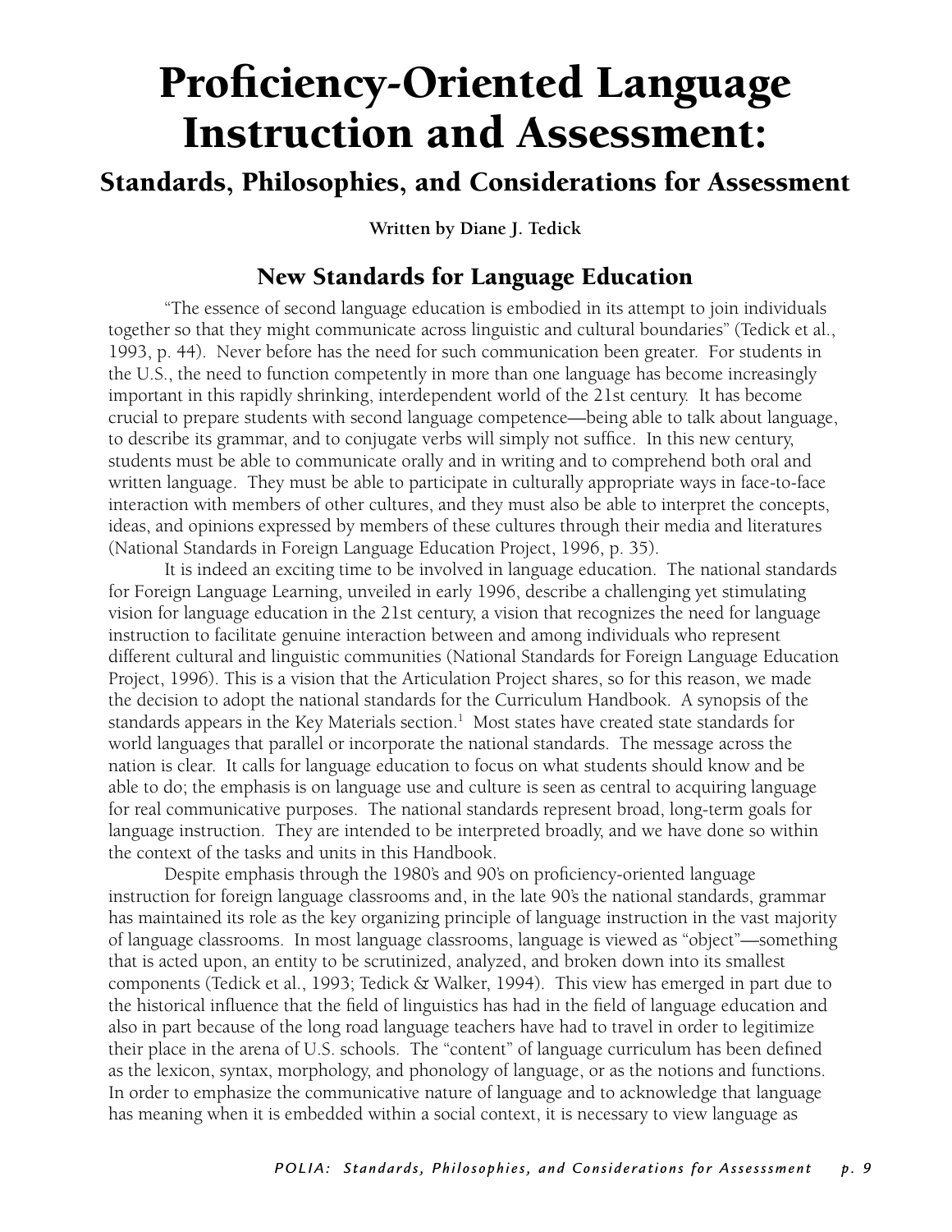# Proficiency-Oriented Language Instruction and Assessment:

## Standards, Philosophies, and Considerations for Assessment

**Written by Diane J. Tedick**

### New Standards for Language Education

"The essence of second language education is embodied in its attempt to join individuals together so that they might communicate across linguistic and cultural boundaries" (Tedick et al., 1993, p. 44). Never before has the need for such communication been greater. For students in the U.S., the need to function competently in more than one language has become increasingly important in this rapidly shrinking, interdependent world of the 21st century. It has become crucial to prepare students with second language competence—being able to talk about language, to describe its grammar, and to conjugate verbs will simply not suffice. In this new century, students must be able to communicate orally and in writing and to comprehend both oral and written language. They must be able to participate in culturally appropriate ways in face-to-face interaction with members of other cultures, and they must also be able to interpret the concepts, ideas, and opinions expressed by members of these cultures through their media and literatures (National Standards in Foreign Language Education Project, 1996, p. 35).

It is indeed an exciting time to be involved in language education. The national standards for Foreign Language Learning, unveiled in early 1996, describe a challenging yet stimulating vision for language education in the 21st century, a vision that recognizes the need for language instruction to facilitate genuine interaction between and among individuals who represent different cultural and linguistic communities (National Standards for Foreign Language Education Project, 1996). This is a vision that the Articulation Project shares, so for this reason, we made the decision to adopt the national standards for the Curriculum Handbook. A synopsis of the standards appears in the Key Materials section.[1] Most states have created state standards for world languages that parallel or incorporate the national standards. The message across the nation is clear. It calls for language education to focus on what students should know and be able to do; the emphasis is on language use and culture is seen as central to acquiring language for real communicative purposes. The national standards represent broad, long-term goals for language instruction. They are intended to be interpreted broadly, and we have done so within the context of the tasks and units in this Handbook.

Despite emphasis through the 1980's and 90's on proficiency-oriented language instruction for foreign language classrooms and, in the late 90's the national standards, grammar has maintained its role as the key organizing principle of language instruction in the vast majority of language classrooms. In most language classrooms, language is viewed as "object"—something that is acted upon, an entity to be scrutinized, analyzed, and broken down into its smallest components (Tedick et al., 1993; Tedick & Walker, 1994). This view has emerged in part due to the historical influence that the field of linguistics has had in the field of language education and also in part because of the long road language teachers have had to travel in order to legitimize their place in the arena of U.S. schools. The "content" of language curriculum has been defined as the lexicon, syntax, morphology, and phonology of language, or as the notions and functions. In order to emphasize the communicative nature of language and to acknowledge that language has meaning when it is embedded within a social context, it is necessary to view language as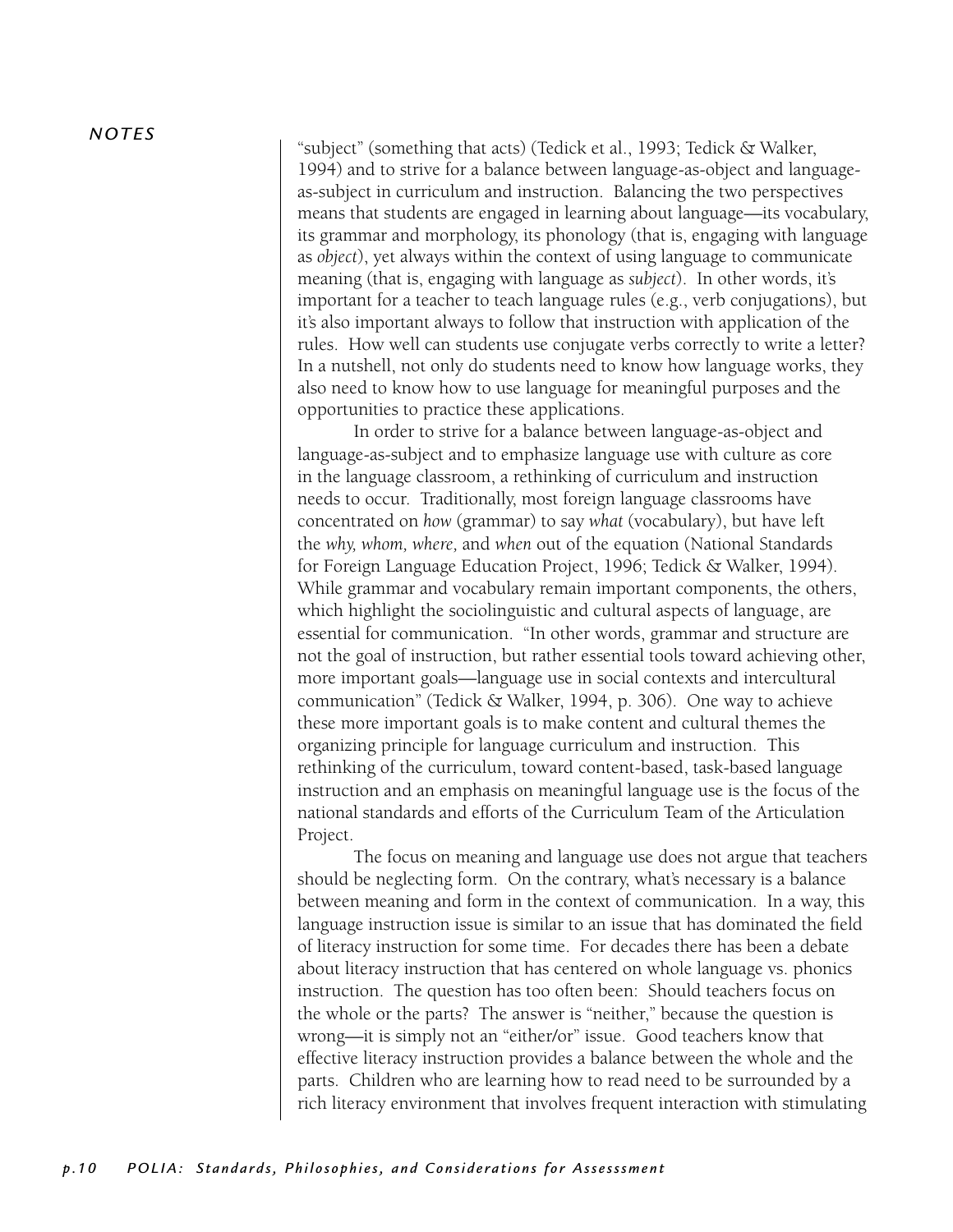"subject" (something that acts) (Tedick et al., 1993; Tedick & Walker, 1994) and to strive for a balance between language-as-object and language-as-subject in curriculum and instruction. Balancing the two perspectives means that students are engaged in learning about language—its vocabulary, its grammar and morphology, its phonology (that is, engaging with language as *object*), yet always within the context of using language to communicate meaning (that is, engaging with language as *subject*). In other words, it's important for a teacher to teach language rules (e.g., verb conjugations), but it's also important always to follow that instruction with application of the rules. How well can students use conjugate verbs correctly to write a letter? In a nutshell, not only do students need to know how language works, they also need to know how to use language for meaningful purposes and the opportunities to practice these applications.

In order to strive for a balance between language-as-object and language-as-subject and to emphasize language use with culture as core in the language classroom, a rethinking of curriculum and instruction needs to occur. Traditionally, most foreign language classrooms have concentrated on *how* (grammar) to say *what* (vocabulary), but have left the *why, whom, where,* and *when* out of the equation (National Standards for Foreign Language Education Project, 1996; Tedick & Walker, 1994). While grammar and vocabulary remain important components, the others, which highlight the sociolinguistic and cultural aspects of language, are essential for communication. "In other words, grammar and structure are not the goal of instruction, but rather essential tools toward achieving other, more important goals—language use in social contexts and intercultural communication" (Tedick & Walker, 1994, p. 306). One way to achieve these more important goals is to make content and cultural themes the organizing principle for language curriculum and instruction. This rethinking of the curriculum, toward content-based, task-based language instruction and an emphasis on meaningful language use is the focus of the national standards and efforts of the Curriculum Team of the Articulation Project.

The focus on meaning and language use does not argue that teachers should be neglecting form. On the contrary, what's necessary is a balance between meaning and form in the context of communication. In a way, this language instruction issue is similar to an issue that has dominated the field of literacy instruction for some time. For decades there has been a debate about literacy instruction that has centered on whole language vs. phonics instruction. The question has too often been: Should teachers focus on the whole or the parts? The answer is "neither," because the question is wrong—it is simply not an "either/or" issue. Good teachers know that effective literacy instruction provides a balance between the whole and the parts. Children who are learning how to read need to be surrounded by a rich literacy environment that involves frequent interaction with stimulating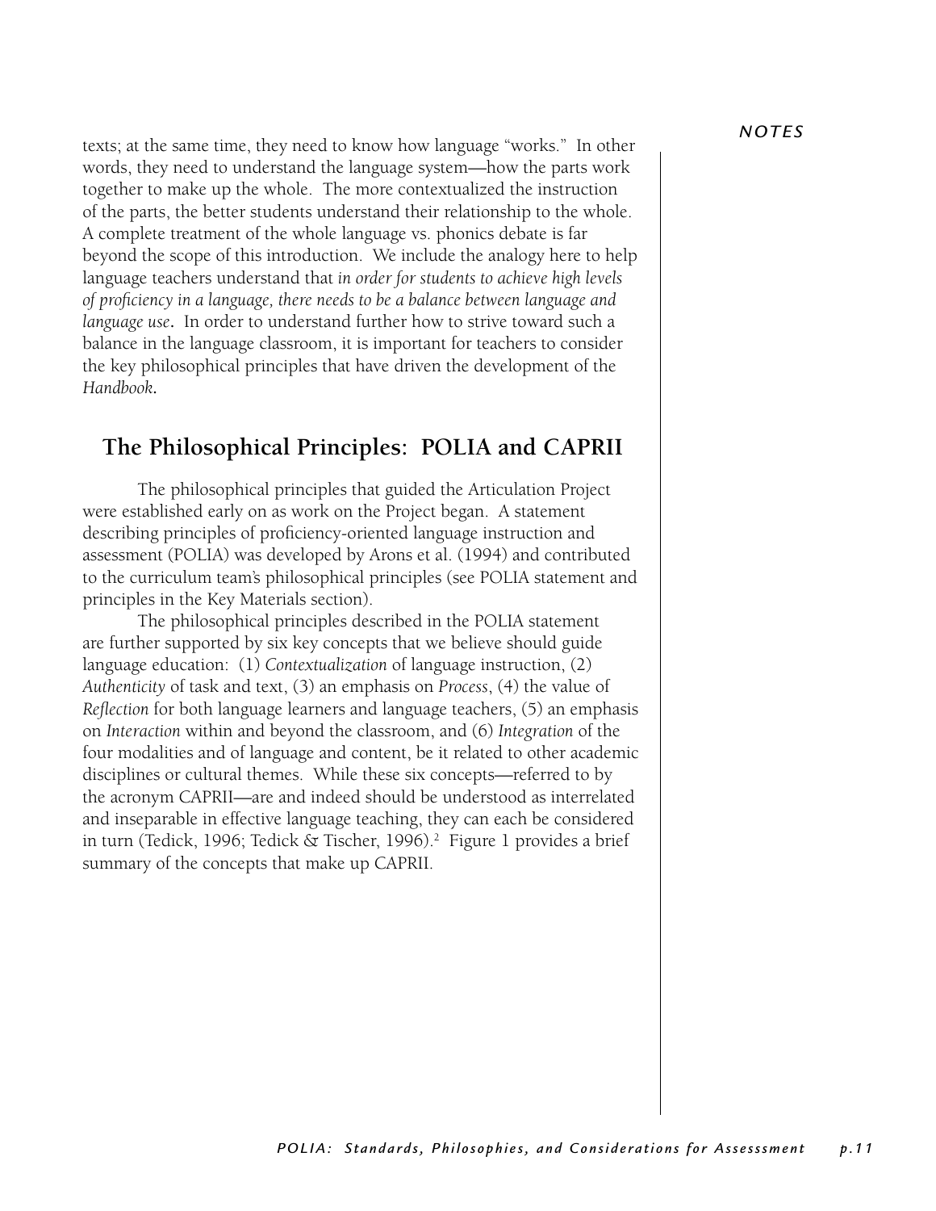texts; at the same time, they need to know how language "works." In other words, they need to understand the language system—how the parts work together to make up the whole. The more contextualized the instruction of the parts, the better students understand their relationship to the whole. A complete treatment of the whole language vs. phonics debate is far beyond the scope of this introduction. We include the analogy here to help language teachers understand that *in order for students to achieve high levels of proficiency in a language, there needs to be a balance between language and language use*. In order to understand further how to strive toward such a balance in the language classroom, it is important for teachers to consider the key philosophical principles that have driven the development of the *Handbook*.

## The Philosophical Principles: POLIA and CAPRII

The philosophical principles that guided the Articulation Project were established early on as work on the Project began. A statement describing principles of proficiency-oriented language instruction and assessment (POLIA) was developed by Arons et al. (1994) and contributed to the curriculum team's philosophical principles (see POLIA statement and principles in the Key Materials section).

The philosophical principles described in the POLIA statement are further supported by six key concepts that we believe should guide language education: (1) *Contextualization* of language instruction, (2) *Authenticity* of task and text, (3) an emphasis on *Process*, (4) the value of *Reflection* for both language learners and language teachers, (5) an emphasis on *Interaction* within and beyond the classroom, and (6) *Integration* of the four modalities and of language and content, be it related to other academic disciplines or cultural themes. While these six concepts—referred to by the acronym CAPRII—are and indeed should be understood as interrelated and inseparable in effective language teaching, they can each be considered in turn (Tedick, 1996; Tedick & Tischer, 1996).[2] Figure 1 provides a brief summary of the concepts that make up CAPRII.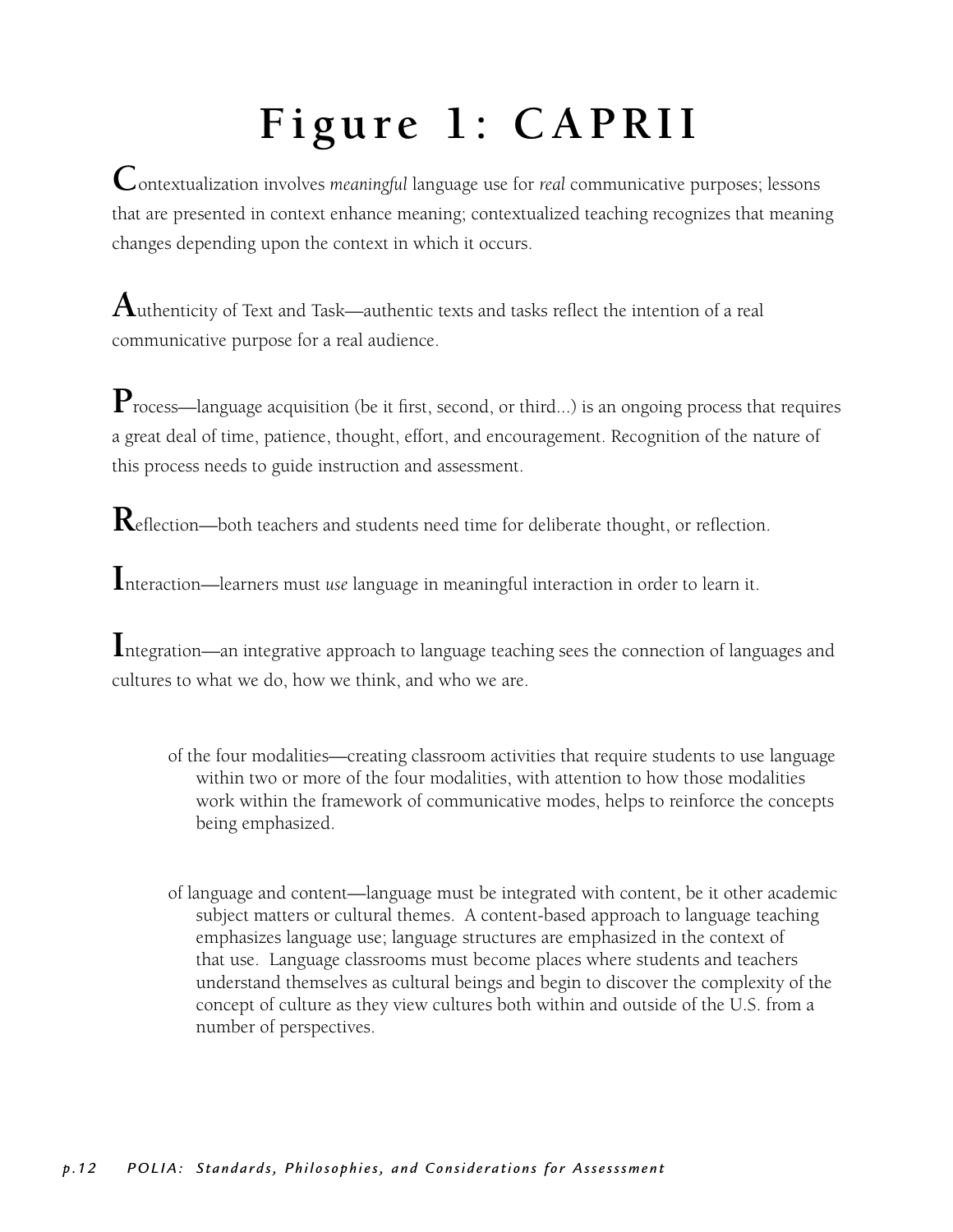# Figure 1: CAPRII

**C**ontextualization involves *meaningful* language use for *real* communicative purposes; lessons that are presented in context enhance meaning; contextualized teaching recognizes that meaning changes depending upon the context in which it occurs.

**A**uthenticity of Text and Task—authentic texts and tasks reflect the intention of a real communicative purpose for a real audience.

**P**rocess—language acquisition (be it first, second, or third...) is an ongoing process that requires a great deal of time, patience, thought, effort, and encouragement. Recognition of the nature of this process needs to guide instruction and assessment.

**R**eflection—both teachers and students need time for deliberate thought, or reflection.

**I**nteraction—learners must *use* language in meaningful interaction in order to learn it.

**I**ntegration—an integrative approach to language teaching sees the connection of languages and cultures to what we do, how we think, and who we are.

> of the four modalities—creating classroom activities that require students to use language within two or more of the four modalities, with attention to how those modalities work within the framework of communicative modes, helps to reinforce the concepts being emphasized.

> of language and content—language must be integrated with content, be it other academic subject matters or cultural themes. A content-based approach to language teaching emphasizes language use; language structures are emphasized in the context of that use. Language classrooms must become places where students and teachers understand themselves as cultural beings and begin to discover the complexity of the concept of culture as they view cultures both within and outside of the U.S. from a number of perspectives.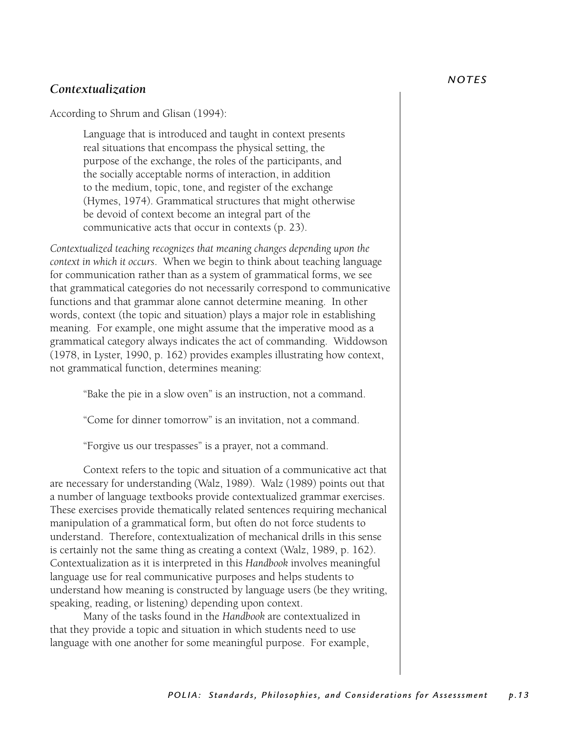## *Contextualization*

According to Shrum and Glisan (1994):

> Language that is introduced and taught in context presents real situations that encompass the physical setting, the purpose of the exchange, the roles of the participants, and the socially acceptable norms of interaction, in addition to the medium, topic, tone, and register of the exchange (Hymes, 1974). Grammatical structures that might otherwise be devoid of context become an integral part of the communicative acts that occur in contexts (p. 23).

*Contextualized teaching recognizes that meaning changes depending upon the context in which it occurs*. When we begin to think about teaching language for communication rather than as a system of grammatical forms, we see that grammatical categories do not necessarily correspond to communicative functions and that grammar alone cannot determine meaning. In other words, context (the topic and situation) plays a major role in establishing meaning. For example, one might assume that the imperative mood as a grammatical category always indicates the act of commanding. Widdowson (1978, in Lyster, 1990, p. 162) provides examples illustrating how context, not grammatical function, determines meaning:

> "Bake the pie in a slow oven" is an instruction, not a command.
>
> "Come for dinner tomorrow" is an invitation, not a command.
>
> "Forgive us our trespasses" is a prayer, not a command.

Context refers to the topic and situation of a communicative act that are necessary for understanding (Walz, 1989). Walz (1989) points out that a number of language textbooks provide contextualized grammar exercises. These exercises provide thematically related sentences requiring mechanical manipulation of a grammatical form, but often do not force students to understand. Therefore, contextualization of mechanical drills in this sense is certainly not the same thing as creating a context (Walz, 1989, p. 162). Contextualization as it is interpreted in this *Handbook* involves meaningful language use for real communicative purposes and helps students to understand how meaning is constructed by language users (be they writing, speaking, reading, or listening) depending upon context.

Many of the tasks found in the *Handbook* are contextualized in that they provide a topic and situation in which students need to use language with one another for some meaningful purpose. For example,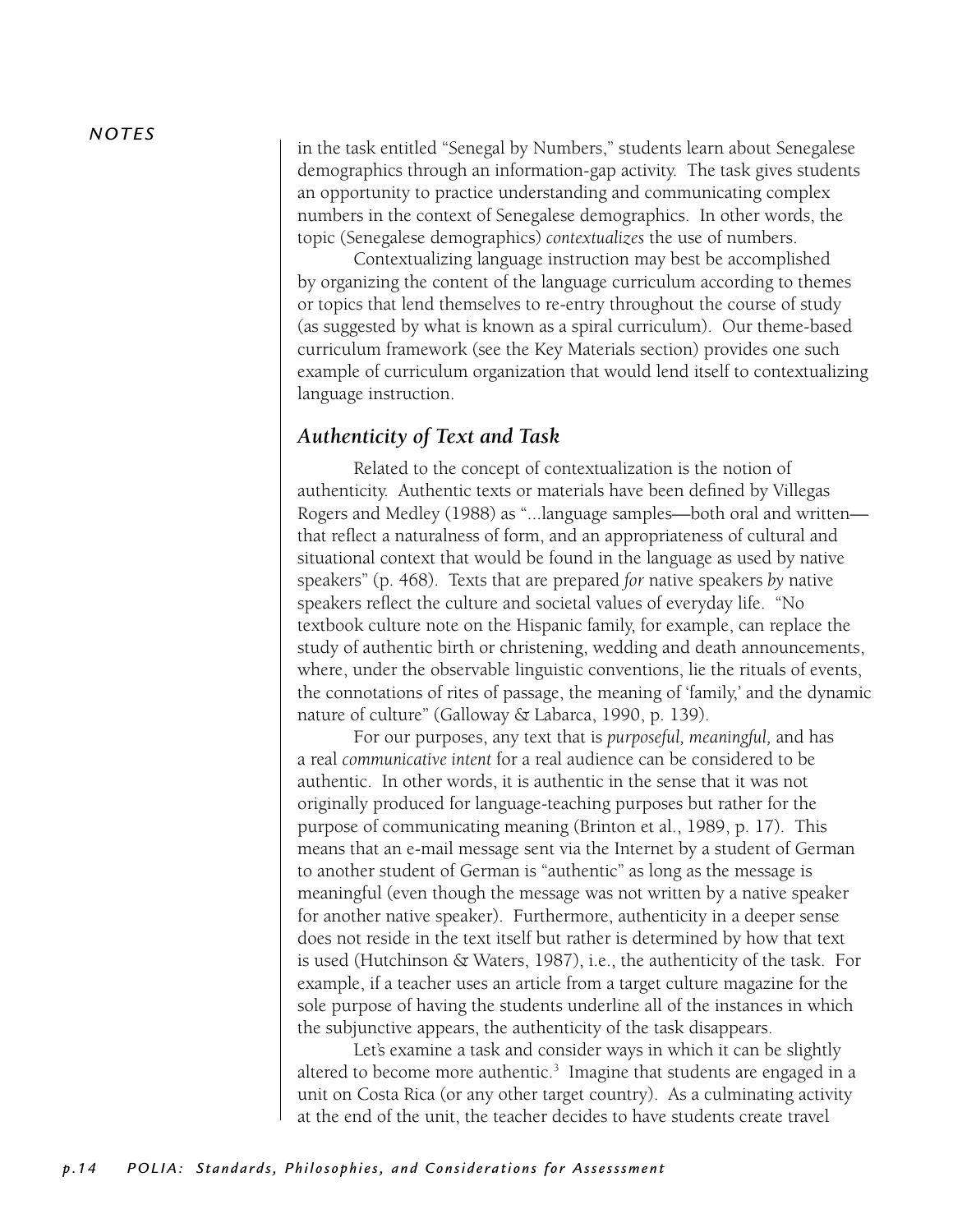in the task entitled "Senegal by Numbers," students learn about Senegalese demographics through an information-gap activity. The task gives students an opportunity to practice understanding and communicating complex numbers in the context of Senegalese demographics. In other words, the topic (Senegalese demographics) *contextualizes* the use of numbers.

Contextualizing language instruction may best be accomplished by organizing the content of the language curriculum according to themes or topics that lend themselves to re-entry throughout the course of study (as suggested by what is known as a spiral curriculum). Our theme-based curriculum framework (see the Key Materials section) provides one such example of curriculum organization that would lend itself to contextualizing language instruction.

## *Authenticity of Text and Task*

Related to the concept of contextualization is the notion of authenticity. Authentic texts or materials have been defined by Villegas Rogers and Medley (1988) as "...language samples—both oral and written—that reflect a naturalness of form, and an appropriateness of cultural and situational context that would be found in the language as used by native speakers" (p. 468). Texts that are prepared *for* native speakers *by* native speakers reflect the culture and societal values of everyday life. "No textbook culture note on the Hispanic family, for example, can replace the study of authentic birth or christening, wedding and death announcements, where, under the observable linguistic conventions, lie the rituals of events, the connotations of rites of passage, the meaning of 'family,' and the dynamic nature of culture" (Galloway & Labarca, 1990, p. 139).

For our purposes, any text that is *purposeful, meaningful,* and has a real *communicative intent* for a real audience can be considered to be authentic. In other words, it is authentic in the sense that it was not originally produced for language-teaching purposes but rather for the purpose of communicating meaning (Brinton et al., 1989, p. 17). This means that an e-mail message sent via the Internet by a student of German to another student of German is "authentic" as long as the message is meaningful (even though the message was not written by a native speaker for another native speaker). Furthermore, authenticity in a deeper sense does not reside in the text itself but rather is determined by how that text is used (Hutchinson & Waters, 1987), i.e., the authenticity of the task. For example, if a teacher uses an article from a target culture magazine for the sole purpose of having the students underline all of the instances in which the subjunctive appears, the authenticity of the task disappears.

Let's examine a task and consider ways in which it can be slightly altered to become more authentic.[3] Imagine that students are engaged in a unit on Costa Rica (or any other target country). As a culminating activity at the end of the unit, the teacher decides to have students create travel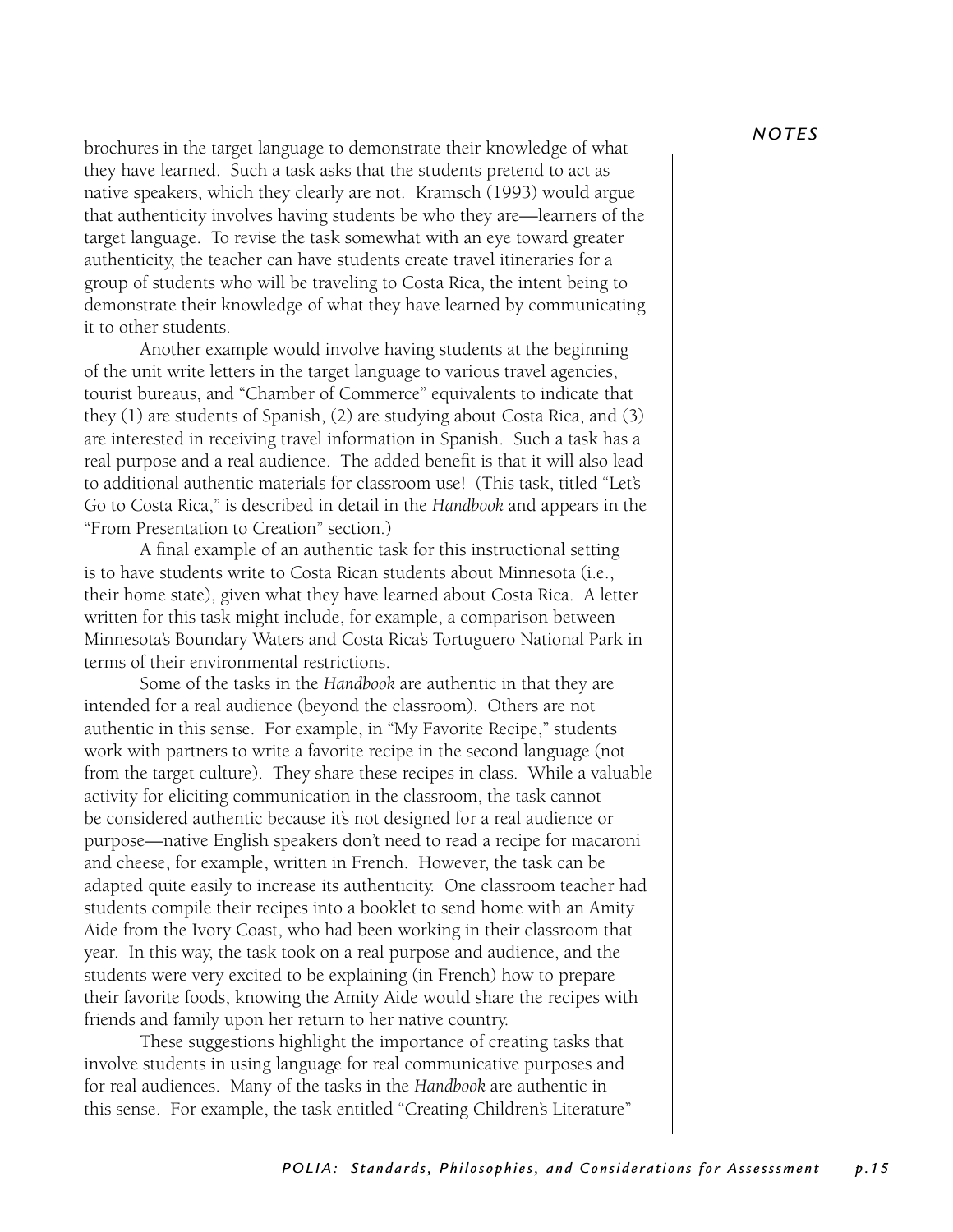brochures in the target language to demonstrate their knowledge of what they have learned. Such a task asks that the students pretend to act as native speakers, which they clearly are not. Kramsch (1993) would argue that authenticity involves having students be who they are—learners of the target language. To revise the task somewhat with an eye toward greater authenticity, the teacher can have students create travel itineraries for a group of students who will be traveling to Costa Rica, the intent being to demonstrate their knowledge of what they have learned by communicating it to other students.

Another example would involve having students at the beginning of the unit write letters in the target language to various travel agencies, tourist bureaus, and "Chamber of Commerce" equivalents to indicate that they (1) are students of Spanish, (2) are studying about Costa Rica, and (3) are interested in receiving travel information in Spanish. Such a task has a real purpose and a real audience. The added benefit is that it will also lead to additional authentic materials for classroom use! (This task, titled "Let's Go to Costa Rica," is described in detail in the *Handbook* and appears in the "From Presentation to Creation" section.)

A final example of an authentic task for this instructional setting is to have students write to Costa Rican students about Minnesota (i.e., their home state), given what they have learned about Costa Rica. A letter written for this task might include, for example, a comparison between Minnesota's Boundary Waters and Costa Rica's Tortuguero National Park in terms of their environmental restrictions.

Some of the tasks in the *Handbook* are authentic in that they are intended for a real audience (beyond the classroom). Others are not authentic in this sense. For example, in "My Favorite Recipe," students work with partners to write a favorite recipe in the second language (not from the target culture). They share these recipes in class. While a valuable activity for eliciting communication in the classroom, the task cannot be considered authentic because it's not designed for a real audience or purpose—native English speakers don't need to read a recipe for macaroni and cheese, for example, written in French. However, the task can be adapted quite easily to increase its authenticity. One classroom teacher had students compile their recipes into a booklet to send home with an Amity Aide from the Ivory Coast, who had been working in their classroom that year. In this way, the task took on a real purpose and audience, and the students were very excited to be explaining (in French) how to prepare their favorite foods, knowing the Amity Aide would share the recipes with friends and family upon her return to her native country.

These suggestions highlight the importance of creating tasks that involve students in using language for real communicative purposes and for real audiences. Many of the tasks in the *Handbook* are authentic in this sense. For example, the task entitled "Creating Children's Literature"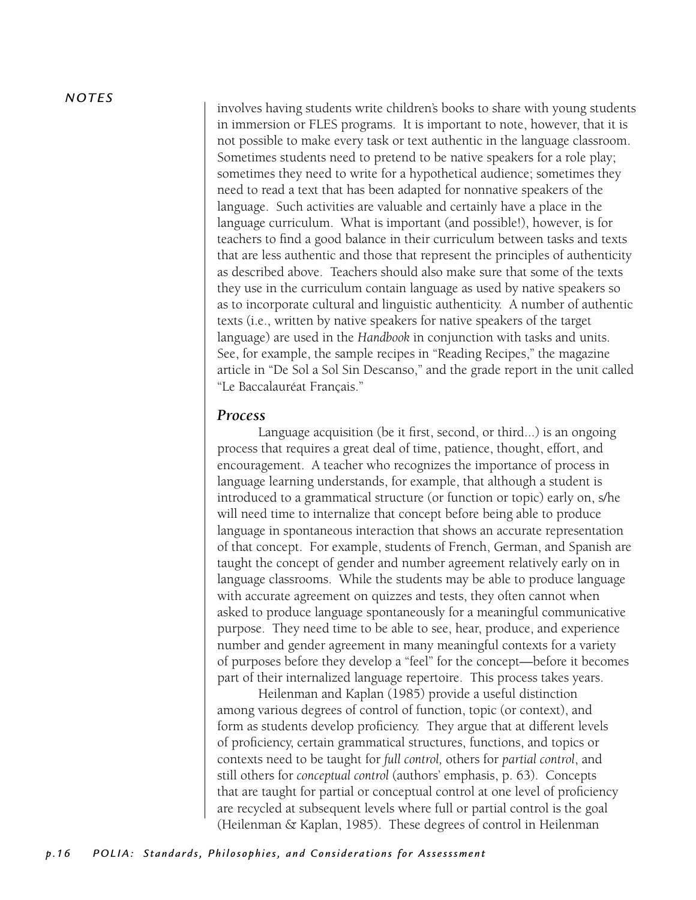involves having students write children's books to share with young students in immersion or FLES programs. It is important to note, however, that it is not possible to make every task or text authentic in the language classroom. Sometimes students need to pretend to be native speakers for a role play; sometimes they need to write for a hypothetical audience; sometimes they need to read a text that has been adapted for nonnative speakers of the language. Such activities are valuable and certainly have a place in the language curriculum. What is important (and possible!), however, is for teachers to find a good balance in their curriculum between tasks and texts that are less authentic and those that represent the principles of authenticity as described above. Teachers should also make sure that some of the texts they use in the curriculum contain language as used by native speakers so as to incorporate cultural and linguistic authenticity. A number of authentic texts (i.e., written by native speakers for native speakers of the target language) are used in the *Handbook* in conjunction with tasks and units. See, for example, the sample recipes in "Reading Recipes," the magazine article in "De Sol a Sol Sin Descanso," and the grade report in the unit called "Le Baccalauréat Français."

### *Process*

Language acquisition (be it first, second, or third...) is an ongoing process that requires a great deal of time, patience, thought, effort, and encouragement. A teacher who recognizes the importance of process in language learning understands, for example, that although a student is introduced to a grammatical structure (or function or topic) early on, s/he will need time to internalize that concept before being able to produce language in spontaneous interaction that shows an accurate representation of that concept. For example, students of French, German, and Spanish are taught the concept of gender and number agreement relatively early on in language classrooms. While the students may be able to produce language with accurate agreement on quizzes and tests, they often cannot when asked to produce language spontaneously for a meaningful communicative purpose. They need time to be able to see, hear, produce, and experience number and gender agreement in many meaningful contexts for a variety of purposes before they develop a "feel" for the concept—before it becomes part of their internalized language repertoire. This process takes years.

Heilenman and Kaplan (1985) provide a useful distinction among various degrees of control of function, topic (or context), and form as students develop proficiency. They argue that at different levels of proficiency, certain grammatical structures, functions, and topics or contexts need to be taught for *full control,* others for *partial control*, and still others for *conceptual control* (authors' emphasis, p. 63). Concepts that are taught for partial or conceptual control at one level of proficiency are recycled at subsequent levels where full or partial control is the goal (Heilenman & Kaplan, 1985). These degrees of control in Heilenman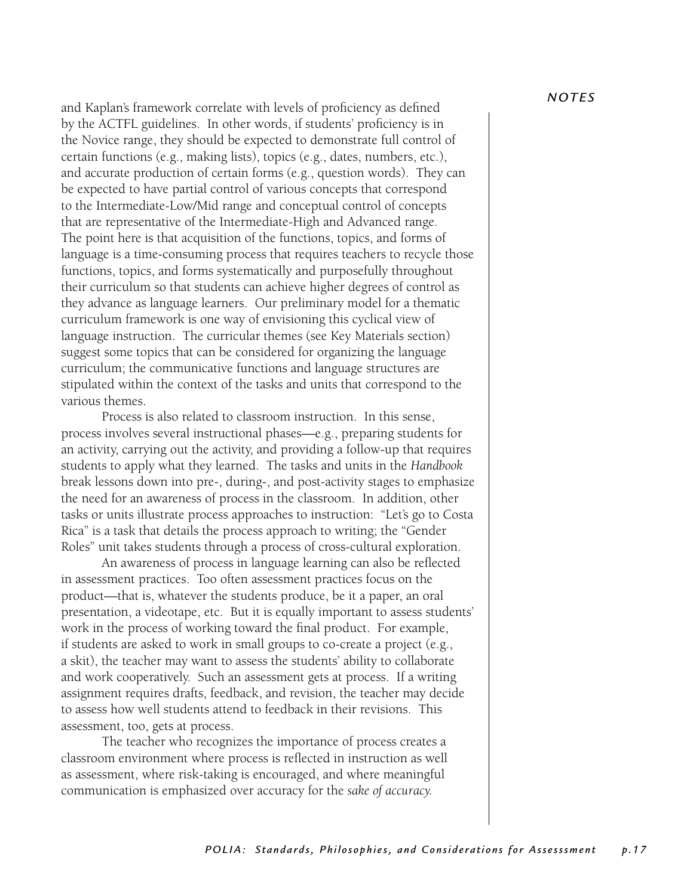*NOTES*

and Kaplan's framework correlate with levels of proficiency as defined by the ACTFL guidelines. In other words, if students' proficiency is in the Novice range, they should be expected to demonstrate full control of certain functions (e.g., making lists), topics (e.g., dates, numbers, etc.), and accurate production of certain forms (e.g., question words). They can be expected to have partial control of various concepts that correspond to the Intermediate-Low/Mid range and conceptual control of concepts that are representative of the Intermediate-High and Advanced range. The point here is that acquisition of the functions, topics, and forms of language is a time-consuming process that requires teachers to recycle those functions, topics, and forms systematically and purposefully throughout their curriculum so that students can achieve higher degrees of control as they advance as language learners. Our preliminary model for a thematic curriculum framework is one way of envisioning this cyclical view of language instruction. The curricular themes (see Key Materials section) suggest some topics that can be considered for organizing the language curriculum; the communicative functions and language structures are stipulated within the context of the tasks and units that correspond to the various themes.

Process is also related to classroom instruction. In this sense, process involves several instructional phases—e.g., preparing students for an activity, carrying out the activity, and providing a follow-up that requires students to apply what they learned. The tasks and units in the *Handbook* break lessons down into pre-, during-, and post-activity stages to emphasize the need for an awareness of process in the classroom. In addition, other tasks or units illustrate process approaches to instruction: "Let's go to Costa Rica" is a task that details the process approach to writing; the "Gender Roles" unit takes students through a process of cross-cultural exploration.

An awareness of process in language learning can also be reflected in assessment practices. Too often assessment practices focus on the product—that is, whatever the students produce, be it a paper, an oral presentation, a videotape, etc. But it is equally important to assess students' work in the process of working toward the final product. For example, if students are asked to work in small groups to co-create a project (e.g., a skit), the teacher may want to assess the students' ability to collaborate and work cooperatively. Such an assessment gets at process. If a writing assignment requires drafts, feedback, and revision, the teacher may decide to assess how well students attend to feedback in their revisions. This assessment, too, gets at process.

The teacher who recognizes the importance of process creates a classroom environment where process is reflected in instruction as well as assessment, where risk-taking is encouraged, and where meaningful communication is emphasized over accuracy for the *sake of accuracy.*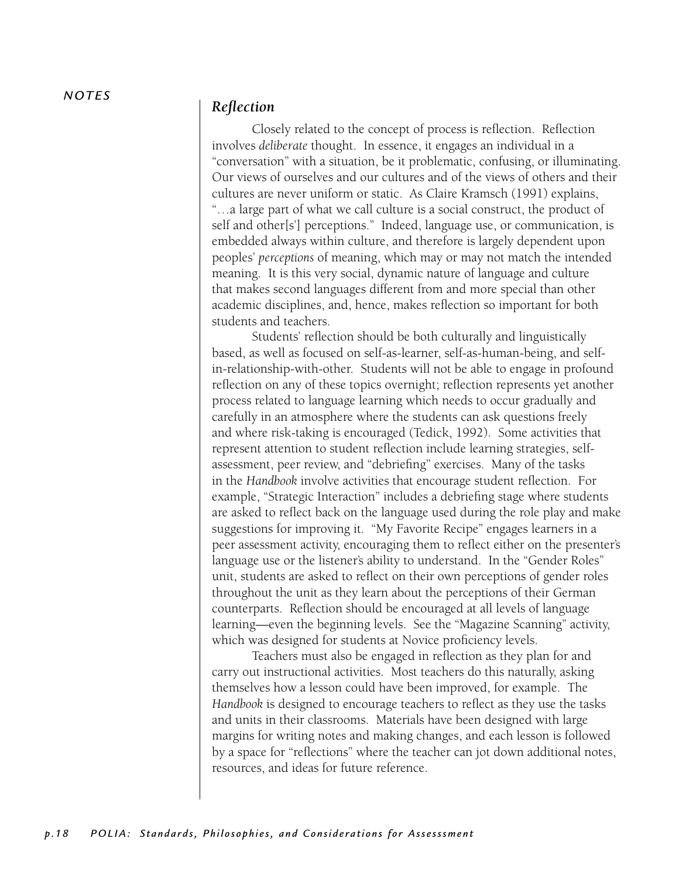## *Reflection*

Closely related to the concept of process is reflection. Reflection involves *deliberate* thought. In essence, it engages an individual in a "conversation" with a situation, be it problematic, confusing, or illuminating. Our views of ourselves and our cultures and of the views of others and their cultures are never uniform or static. As Claire Kramsch (1991) explains, "…a large part of what we call culture is a social construct, the product of self and other[s'] perceptions." Indeed, language use, or communication, is embedded always within culture, and therefore is largely dependent upon peoples' *perceptions* of meaning, which may or may not match the intended meaning. It is this very social, dynamic nature of language and culture that makes second languages different from and more special than other academic disciplines, and, hence, makes reflection so important for both students and teachers.

Students' reflection should be both culturally and linguistically based, as well as focused on self-as-learner, self-as-human-being, and self-in-relationship-with-other. Students will not be able to engage in profound reflection on any of these topics overnight; reflection represents yet another process related to language learning which needs to occur gradually and carefully in an atmosphere where the students can ask questions freely and where risk-taking is encouraged (Tedick, 1992). Some activities that represent attention to student reflection include learning strategies, self-assessment, peer review, and "debriefing" exercises. Many of the tasks in the *Handbook* involve activities that encourage student reflection. For example, "Strategic Interaction" includes a debriefing stage where students are asked to reflect back on the language used during the role play and make suggestions for improving it. "My Favorite Recipe" engages learners in a peer assessment activity, encouraging them to reflect either on the presenter's language use or the listener's ability to understand. In the "Gender Roles" unit, students are asked to reflect on their own perceptions of gender roles throughout the unit as they learn about the perceptions of their German counterparts. Reflection should be encouraged at all levels of language learning—even the beginning levels. See the "Magazine Scanning" activity, which was designed for students at Novice proficiency levels.

Teachers must also be engaged in reflection as they plan for and carry out instructional activities. Most teachers do this naturally, asking themselves how a lesson could have been improved, for example. The *Handbook* is designed to encourage teachers to reflect as they use the tasks and units in their classrooms. Materials have been designed with large margins for writing notes and making changes, and each lesson is followed by a space for "reflections" where the teacher can jot down additional notes, resources, and ideas for future reference.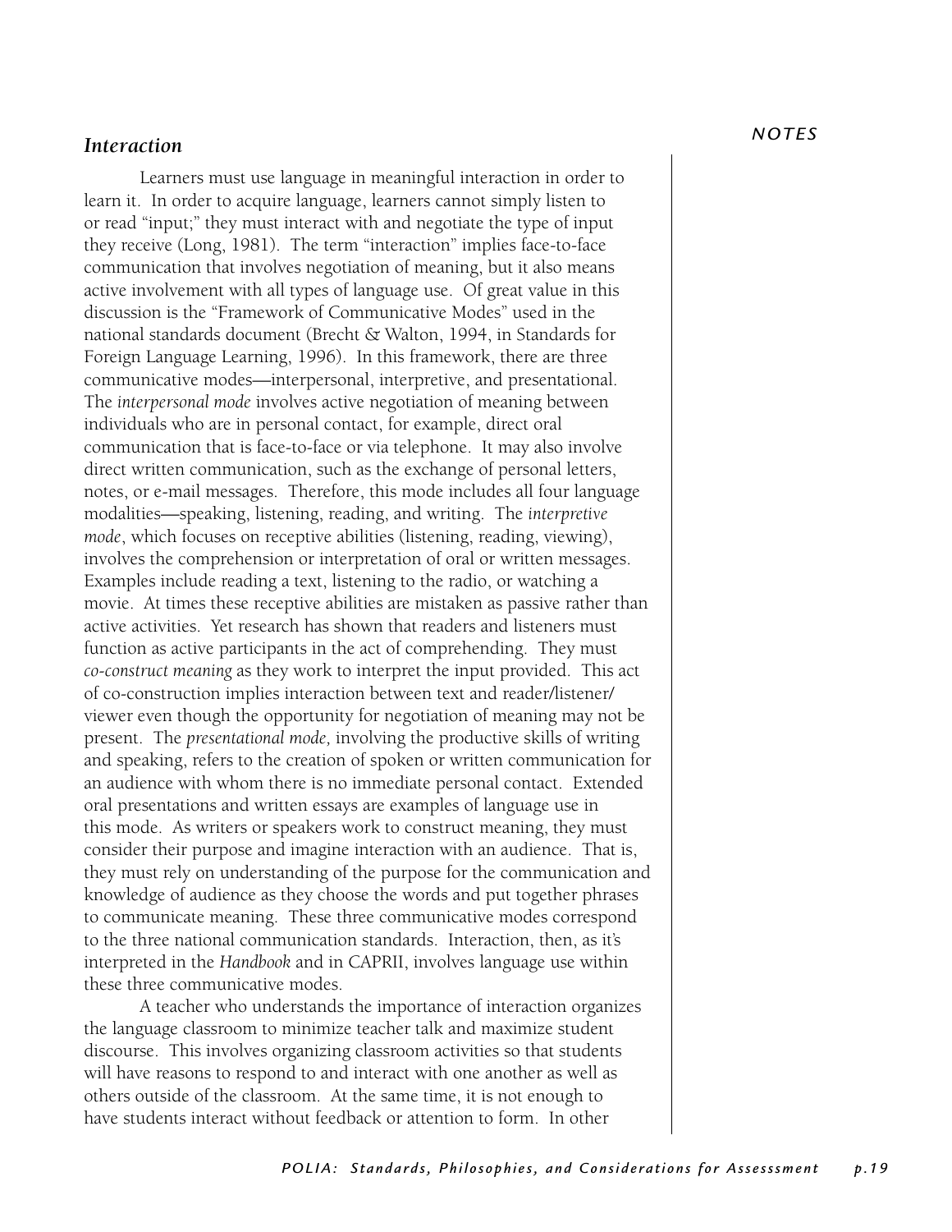### *Interaction*

Learners must use language in meaningful interaction in order to learn it. In order to acquire language, learners cannot simply listen to or read "input;" they must interact with and negotiate the type of input they receive (Long, 1981). The term "interaction" implies face-to-face communication that involves negotiation of meaning, but it also means active involvement with all types of language use. Of great value in this discussion is the "Framework of Communicative Modes" used in the national standards document (Brecht & Walton, 1994, in Standards for Foreign Language Learning, 1996). In this framework, there are three communicative modes—interpersonal, interpretive, and presentational. The *interpersonal mode* involves active negotiation of meaning between individuals who are in personal contact, for example, direct oral communication that is face-to-face or via telephone. It may also involve direct written communication, such as the exchange of personal letters, notes, or e-mail messages. Therefore, this mode includes all four language modalities—speaking, listening, reading, and writing. The *interpretive mode*, which focuses on receptive abilities (listening, reading, viewing), involves the comprehension or interpretation of oral or written messages. Examples include reading a text, listening to the radio, or watching a movie. At times these receptive abilities are mistaken as passive rather than active activities. Yet research has shown that readers and listeners must function as active participants in the act of comprehending. They must *co-construct meaning* as they work to interpret the input provided. This act of co-construction implies interaction between text and reader/listener/viewer even though the opportunity for negotiation of meaning may not be present. The *presentational mode,* involving the productive skills of writing and speaking, refers to the creation of spoken or written communication for an audience with whom there is no immediate personal contact. Extended oral presentations and written essays are examples of language use in this mode. As writers or speakers work to construct meaning, they must consider their purpose and imagine interaction with an audience. That is, they must rely on understanding of the purpose for the communication and knowledge of audience as they choose the words and put together phrases to communicate meaning. These three communicative modes correspond to the three national communication standards. Interaction, then, as it's interpreted in the *Handbook* and in CAPRII, involves language use within these three communicative modes.

A teacher who understands the importance of interaction organizes the language classroom to minimize teacher talk and maximize student discourse. This involves organizing classroom activities so that students will have reasons to respond to and interact with one another as well as others outside of the classroom. At the same time, it is not enough to have students interact without feedback or attention to form. In other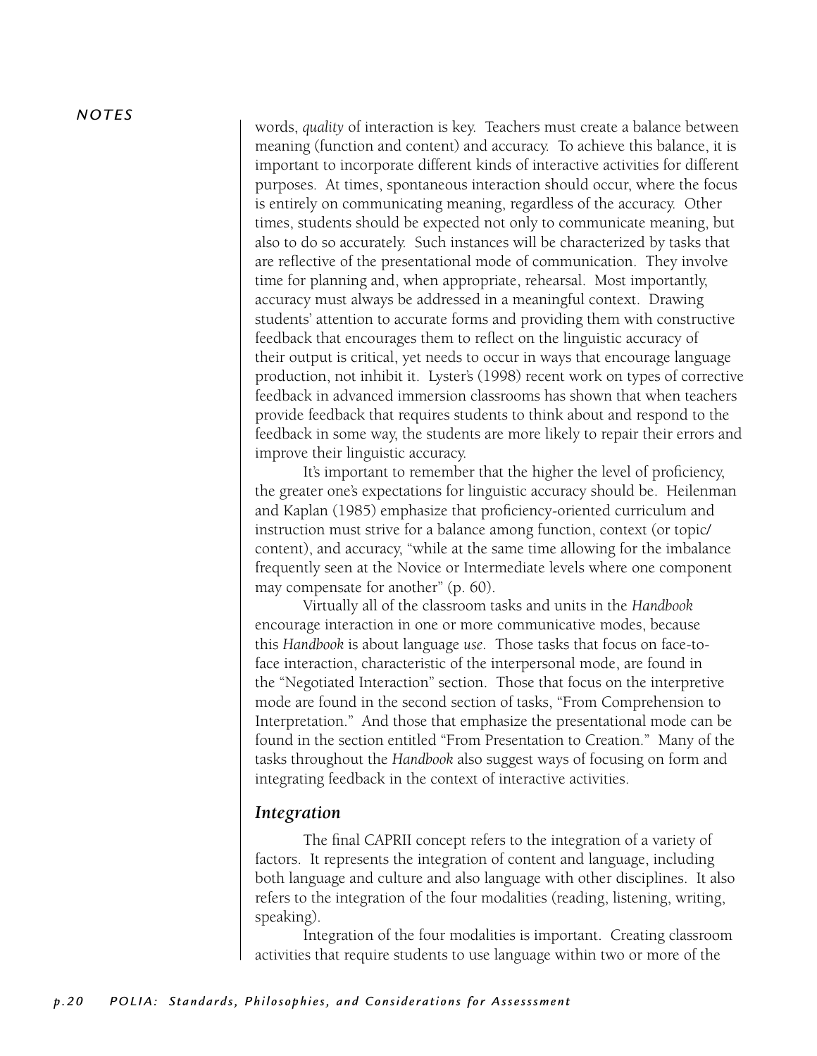words, *quality* of interaction is key. Teachers must create a balance between meaning (function and content) and accuracy. To achieve this balance, it is important to incorporate different kinds of interactive activities for different purposes. At times, spontaneous interaction should occur, where the focus is entirely on communicating meaning, regardless of the accuracy. Other times, students should be expected not only to communicate meaning, but also to do so accurately. Such instances will be characterized by tasks that are reflective of the presentational mode of communication. They involve time for planning and, when appropriate, rehearsal. Most importantly, accuracy must always be addressed in a meaningful context. Drawing students' attention to accurate forms and providing them with constructive feedback that encourages them to reflect on the linguistic accuracy of their output is critical, yet needs to occur in ways that encourage language production, not inhibit it. Lyster's (1998) recent work on types of corrective feedback in advanced immersion classrooms has shown that when teachers provide feedback that requires students to think about and respond to the feedback in some way, the students are more likely to repair their errors and improve their linguistic accuracy.

It's important to remember that the higher the level of proficiency, the greater one's expectations for linguistic accuracy should be. Heilenman and Kaplan (1985) emphasize that proficiency-oriented curriculum and instruction must strive for a balance among function, context (or topic/content), and accuracy, "while at the same time allowing for the imbalance frequently seen at the Novice or Intermediate levels where one component may compensate for another" (p. 60).

Virtually all of the classroom tasks and units in the *Handbook* encourage interaction in one or more communicative modes, because this *Handbook* is about language *use*. Those tasks that focus on face-to-face interaction, characteristic of the interpersonal mode, are found in the "Negotiated Interaction" section. Those that focus on the interpretive mode are found in the second section of tasks, "From Comprehension to Interpretation." And those that emphasize the presentational mode can be found in the section entitled "From Presentation to Creation." Many of the tasks throughout the *Handbook* also suggest ways of focusing on form and integrating feedback in the context of interactive activities.

## *Integration*

The final CAPRII concept refers to the integration of a variety of factors. It represents the integration of content and language, including both language and culture and also language with other disciplines. It also refers to the integration of the four modalities (reading, listening, writing, speaking).

Integration of the four modalities is important. Creating classroom activities that require students to use language within two or more of the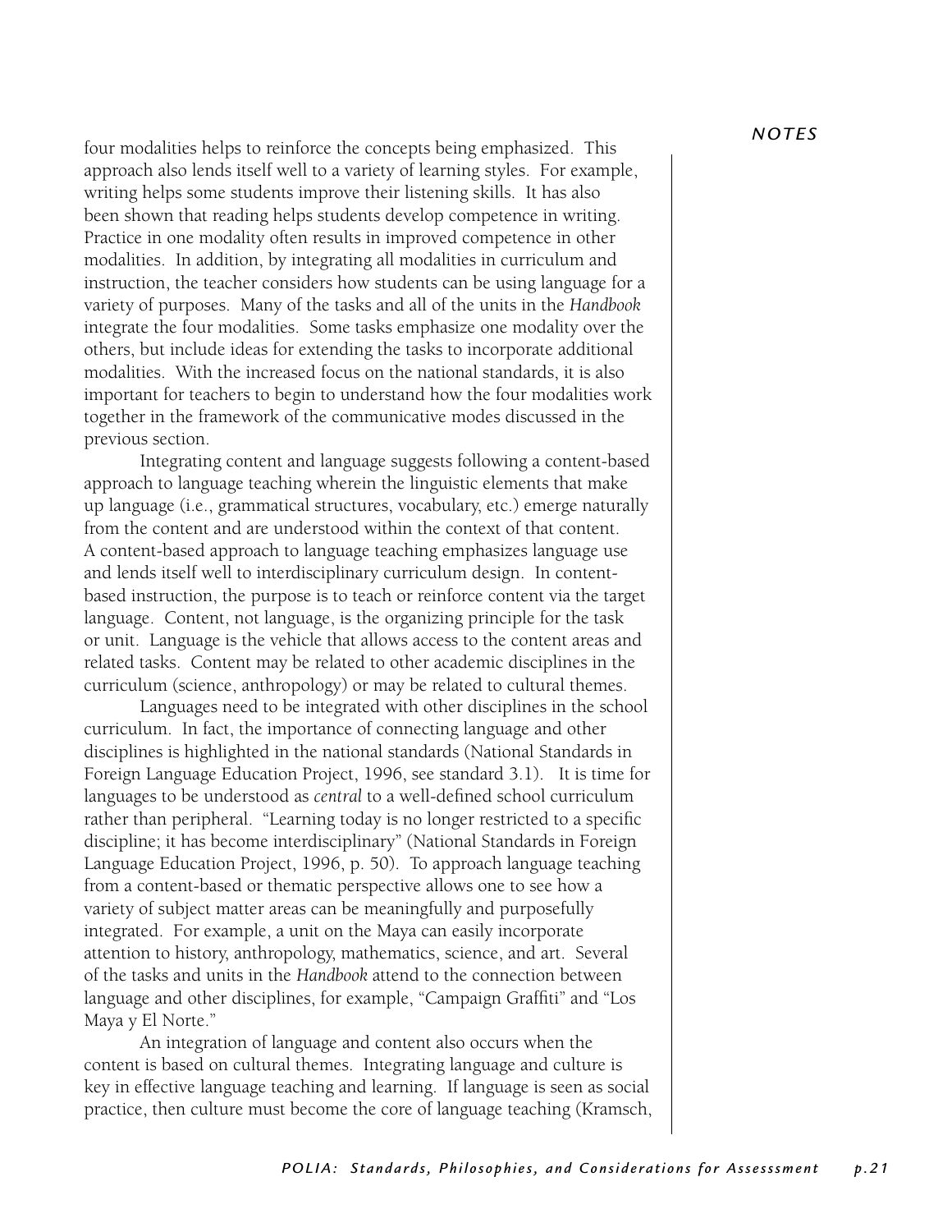four modalities helps to reinforce the concepts being emphasized. This approach also lends itself well to a variety of learning styles. For example, writing helps some students improve their listening skills. It has also been shown that reading helps students develop competence in writing. Practice in one modality often results in improved competence in other modalities. In addition, by integrating all modalities in curriculum and instruction, the teacher considers how students can be using language for a variety of purposes. Many of the tasks and all of the units in the *Handbook* integrate the four modalities. Some tasks emphasize one modality over the others, but include ideas for extending the tasks to incorporate additional modalities. With the increased focus on the national standards, it is also important for teachers to begin to understand how the four modalities work together in the framework of the communicative modes discussed in the previous section.

Integrating content and language suggests following a content-based approach to language teaching wherein the linguistic elements that make up language (i.e., grammatical structures, vocabulary, etc.) emerge naturally from the content and are understood within the context of that content. A content-based approach to language teaching emphasizes language use and lends itself well to interdisciplinary curriculum design. In content-based instruction, the purpose is to teach or reinforce content via the target language. Content, not language, is the organizing principle for the task or unit. Language is the vehicle that allows access to the content areas and related tasks. Content may be related to other academic disciplines in the curriculum (science, anthropology) or may be related to cultural themes.

Languages need to be integrated with other disciplines in the school curriculum. In fact, the importance of connecting language and other disciplines is highlighted in the national standards (National Standards in Foreign Language Education Project, 1996, see standard 3.1). It is time for languages to be understood as *central* to a well-defined school curriculum rather than peripheral. "Learning today is no longer restricted to a specific discipline; it has become interdisciplinary" (National Standards in Foreign Language Education Project, 1996, p. 50). To approach language teaching from a content-based or thematic perspective allows one to see how a variety of subject matter areas can be meaningfully and purposefully integrated. For example, a unit on the Maya can easily incorporate attention to history, anthropology, mathematics, science, and art. Several of the tasks and units in the *Handbook* attend to the connection between language and other disciplines, for example, "Campaign Graffiti" and "Los Maya y El Norte."

An integration of language and content also occurs when the content is based on cultural themes. Integrating language and culture is key in effective language teaching and learning. If language is seen as social practice, then culture must become the core of language teaching (Kramsch,

*NOTES*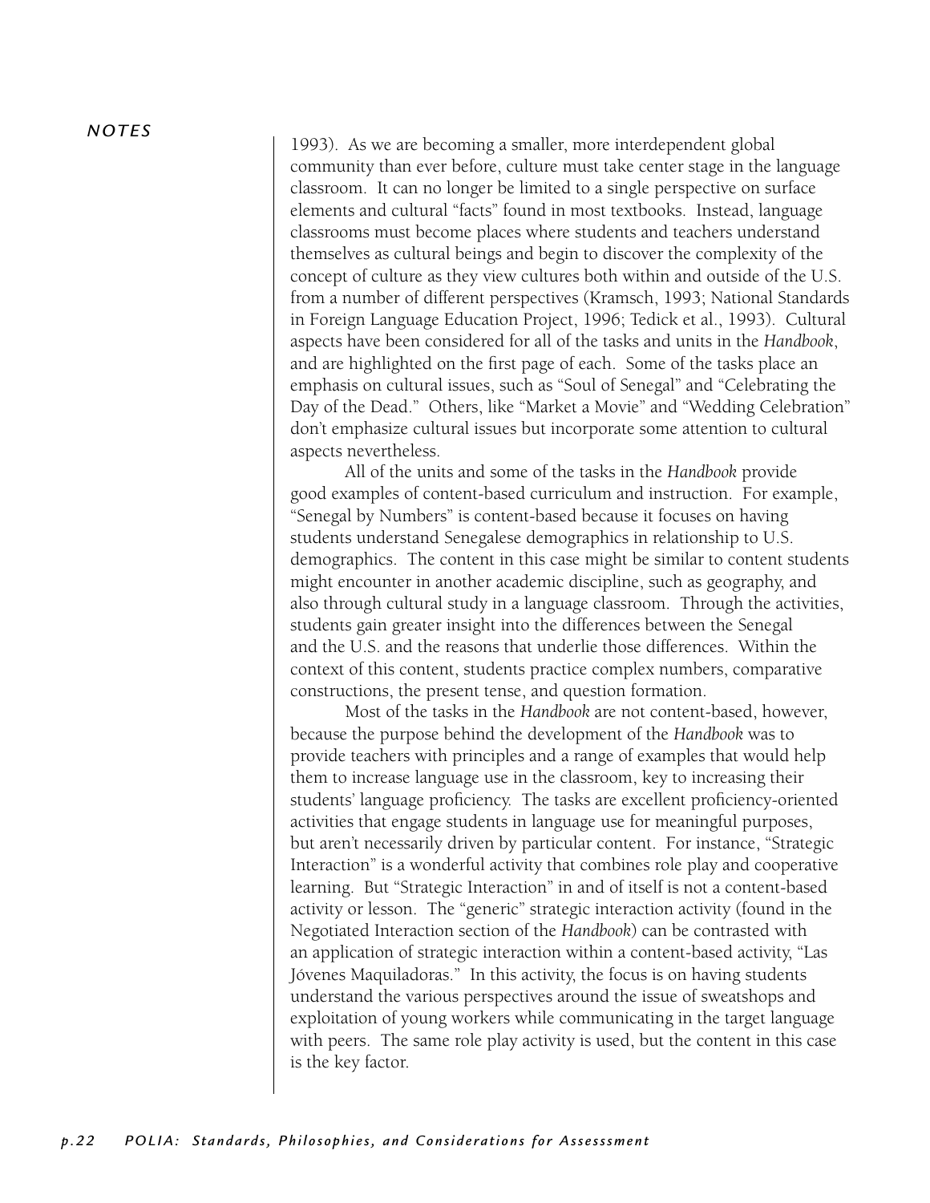1993). As we are becoming a smaller, more interdependent global community than ever before, culture must take center stage in the language classroom. It can no longer be limited to a single perspective on surface elements and cultural "facts" found in most textbooks. Instead, language classrooms must become places where students and teachers understand themselves as cultural beings and begin to discover the complexity of the concept of culture as they view cultures both within and outside of the U.S. from a number of different perspectives (Kramsch, 1993; National Standards in Foreign Language Education Project, 1996; Tedick et al., 1993). Cultural aspects have been considered for all of the tasks and units in the *Handbook*, and are highlighted on the first page of each. Some of the tasks place an emphasis on cultural issues, such as "Soul of Senegal" and "Celebrating the Day of the Dead." Others, like "Market a Movie" and "Wedding Celebration" don't emphasize cultural issues but incorporate some attention to cultural aspects nevertheless.

All of the units and some of the tasks in the *Handbook* provide good examples of content-based curriculum and instruction. For example, "Senegal by Numbers" is content-based because it focuses on having students understand Senegalese demographics in relationship to U.S. demographics. The content in this case might be similar to content students might encounter in another academic discipline, such as geography, and also through cultural study in a language classroom. Through the activities, students gain greater insight into the differences between the Senegal and the U.S. and the reasons that underlie those differences. Within the context of this content, students practice complex numbers, comparative constructions, the present tense, and question formation.

Most of the tasks in the *Handbook* are not content-based, however, because the purpose behind the development of the *Handbook* was to provide teachers with principles and a range of examples that would help them to increase language use in the classroom, key to increasing their students' language proficiency. The tasks are excellent proficiency-oriented activities that engage students in language use for meaningful purposes, but aren't necessarily driven by particular content. For instance, "Strategic Interaction" is a wonderful activity that combines role play and cooperative learning. But "Strategic Interaction" in and of itself is not a content-based activity or lesson. The "generic" strategic interaction activity (found in the Negotiated Interaction section of the *Handbook*) can be contrasted with an application of strategic interaction within a content-based activity, "Las Jóvenes Maquiladoras." In this activity, the focus is on having students understand the various perspectives around the issue of sweatshops and exploitation of young workers while communicating in the target language with peers. The same role play activity is used, but the content in this case is the key factor.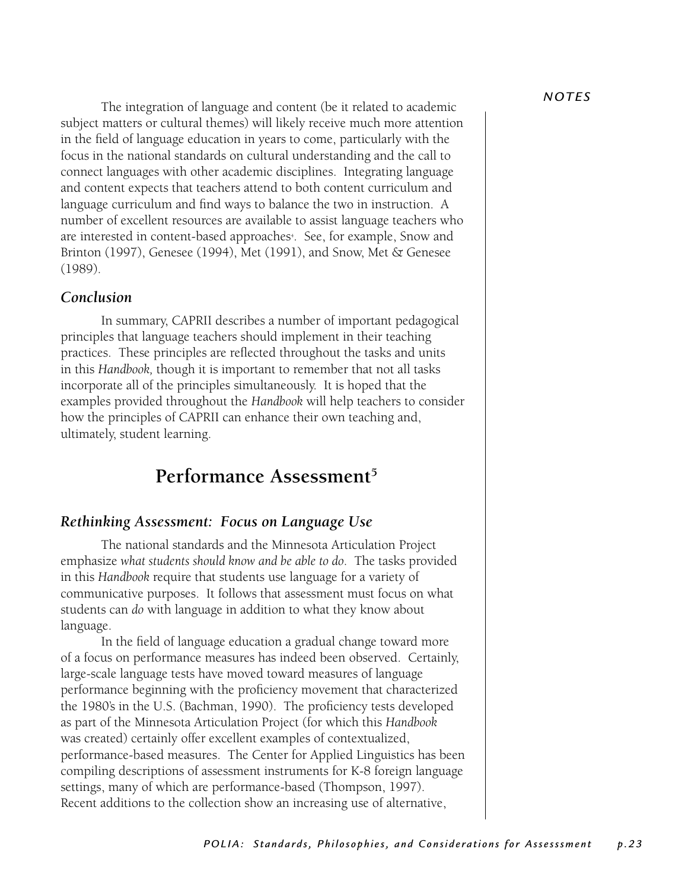The integration of language and content (be it related to academic subject matters or cultural themes) will likely receive much more attention in the field of language education in years to come, particularly with the focus in the national standards on cultural understanding and the call to connect languages with other academic disciplines. Integrating language and content expects that teachers attend to both content curriculum and language curriculum and find ways to balance the two in instruction. A number of excellent resources are available to assist language teachers who are interested in content-based approaches[4]. See, for example, Snow and Brinton (1997), Genesee (1994), Met (1991), and Snow, Met & Genesee (1989).

### *Conclusion*

In summary, CAPRII describes a number of important pedagogical principles that language teachers should implement in their teaching practices. These principles are reflected throughout the tasks and units in this *Handbook,* though it is important to remember that not all tasks incorporate all of the principles simultaneously. It is hoped that the examples provided throughout the *Handbook* will help teachers to consider how the principles of CAPRII can enhance their own teaching and, ultimately, student learning.

## Performance Assessment[5]

### *Rethinking Assessment: Focus on Language Use*

The national standards and the Minnesota Articulation Project emphasize *what students should know and be able to do*. The tasks provided in this *Handbook* require that students use language for a variety of communicative purposes. It follows that assessment must focus on what students can *do* with language in addition to what they know about language.

In the field of language education a gradual change toward more of a focus on performance measures has indeed been observed. Certainly, large-scale language tests have moved toward measures of language performance beginning with the proficiency movement that characterized the 1980's in the U.S. (Bachman, 1990). The proficiency tests developed as part of the Minnesota Articulation Project (for which this *Handbook* was created) certainly offer excellent examples of contextualized, performance-based measures. The Center for Applied Linguistics has been compiling descriptions of assessment instruments for K-8 foreign language settings, many of which are performance-based (Thompson, 1997). Recent additions to the collection show an increasing use of alternative,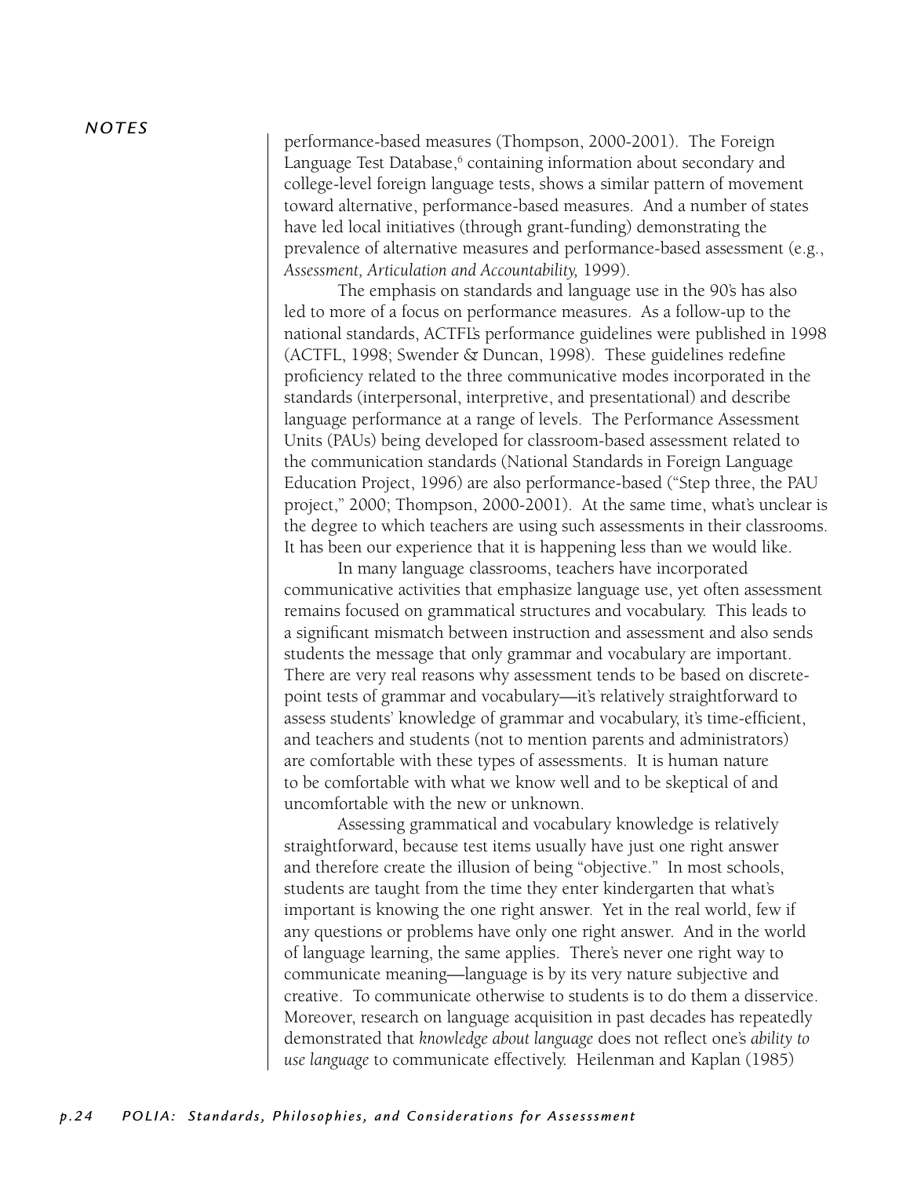performance-based measures (Thompson, 2000-2001). The Foreign Language Test Database,[6] containing information about secondary and college-level foreign language tests, shows a similar pattern of movement toward alternative, performance-based measures. And a number of states have led local initiatives (through grant-funding) demonstrating the prevalence of alternative measures and performance-based assessment (e.g., *Assessment, Articulation and Accountability,* 1999).

The emphasis on standards and language use in the 90's has also led to more of a focus on performance measures. As a follow-up to the national standards, ACTFL's performance guidelines were published in 1998 (ACTFL, 1998; Swender & Duncan, 1998). These guidelines redefine proficiency related to the three communicative modes incorporated in the standards (interpersonal, interpretive, and presentational) and describe language performance at a range of levels. The Performance Assessment Units (PAUs) being developed for classroom-based assessment related to the communication standards (National Standards in Foreign Language Education Project, 1996) are also performance-based ("Step three, the PAU project," 2000; Thompson, 2000-2001). At the same time, what's unclear is the degree to which teachers are using such assessments in their classrooms. It has been our experience that it is happening less than we would like.

In many language classrooms, teachers have incorporated communicative activities that emphasize language use, yet often assessment remains focused on grammatical structures and vocabulary. This leads to a significant mismatch between instruction and assessment and also sends students the message that only grammar and vocabulary are important. There are very real reasons why assessment tends to be based on discrete-point tests of grammar and vocabulary—it's relatively straightforward to assess students' knowledge of grammar and vocabulary, it's time-efficient, and teachers and students (not to mention parents and administrators) are comfortable with these types of assessments. It is human nature to be comfortable with what we know well and to be skeptical of and uncomfortable with the new or unknown.

Assessing grammatical and vocabulary knowledge is relatively straightforward, because test items usually have just one right answer and therefore create the illusion of being "objective." In most schools, students are taught from the time they enter kindergarten that what's important is knowing the one right answer. Yet in the real world, few if any questions or problems have only one right answer. And in the world of language learning, the same applies. There's never one right way to communicate meaning—language is by its very nature subjective and creative. To communicate otherwise to students is to do them a disservice. Moreover, research on language acquisition in past decades has repeatedly demonstrated that *knowledge about language* does not reflect one's *ability to use language* to communicate effectively. Heilenman and Kaplan (1985)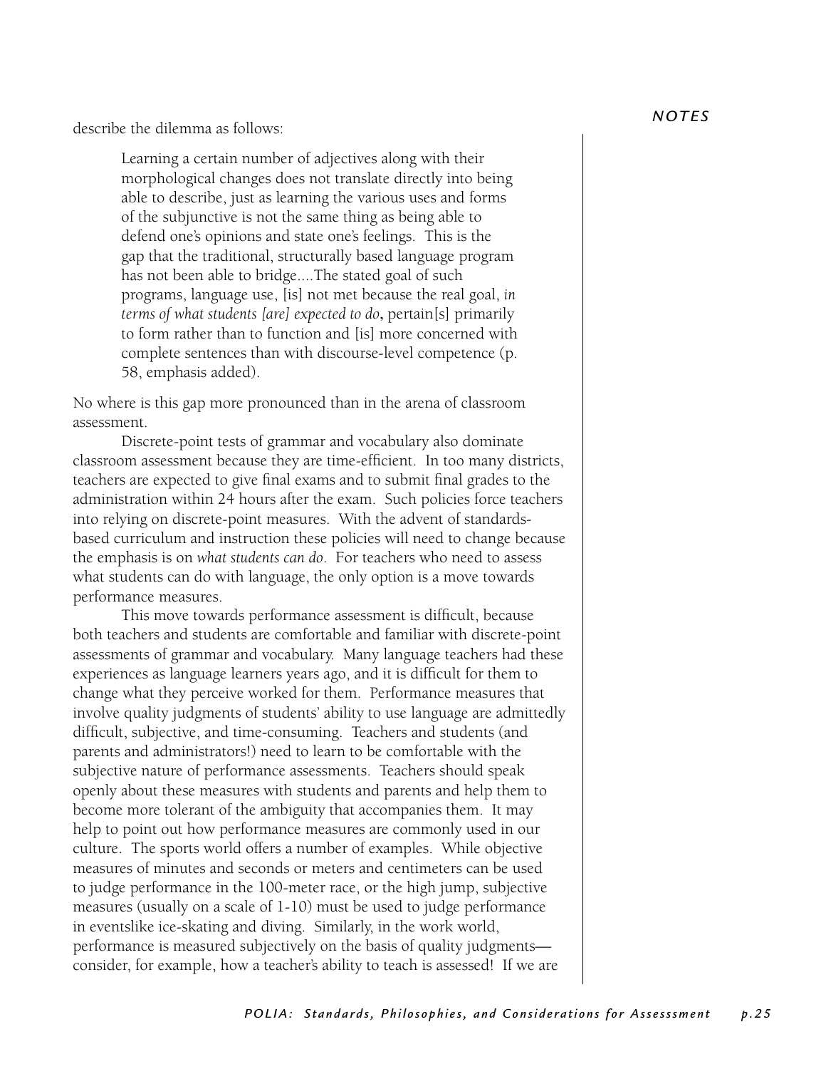describe the dilemma as follows:

> Learning a certain number of adjectives along with their morphological changes does not translate directly into being able to describe, just as learning the various uses and forms of the subjunctive is not the same thing as being able to defend one's opinions and state one's feelings. This is the gap that the traditional, structurally based language program has not been able to bridge....The stated goal of such programs, language use, [is] not met because the real goal, *in terms of what students [are] expected to do*, pertain[s] primarily to form rather than to function and [is] more concerned with complete sentences than with discourse-level competence (p. 58, emphasis added).

No where is this gap more pronounced than in the arena of classroom assessment.

Discrete-point tests of grammar and vocabulary also dominate classroom assessment because they are time-efficient. In too many districts, teachers are expected to give final exams and to submit final grades to the administration within 24 hours after the exam. Such policies force teachers into relying on discrete-point measures. With the advent of standards-based curriculum and instruction these policies will need to change because the emphasis is on *what students can do*. For teachers who need to assess what students can do with language, the only option is a move towards performance measures.

This move towards performance assessment is difficult, because both teachers and students are comfortable and familiar with discrete-point assessments of grammar and vocabulary. Many language teachers had these experiences as language learners years ago, and it is difficult for them to change what they perceive worked for them. Performance measures that involve quality judgments of students' ability to use language are admittedly difficult, subjective, and time-consuming. Teachers and students (and parents and administrators!) need to learn to be comfortable with the subjective nature of performance assessments. Teachers should speak openly about these measures with students and parents and help them to become more tolerant of the ambiguity that accompanies them. It may help to point out how performance measures are commonly used in our culture. The sports world offers a number of examples. While objective measures of minutes and seconds or meters and centimeters can be used to judge performance in the 100-meter race, or the high jump, subjective measures (usually on a scale of 1-10) must be used to judge performance in eventslike ice-skating and diving. Similarly, in the work world, performance is measured subjectively on the basis of quality judgments—consider, for example, how a teacher's ability to teach is assessed! If we are

*NOTES*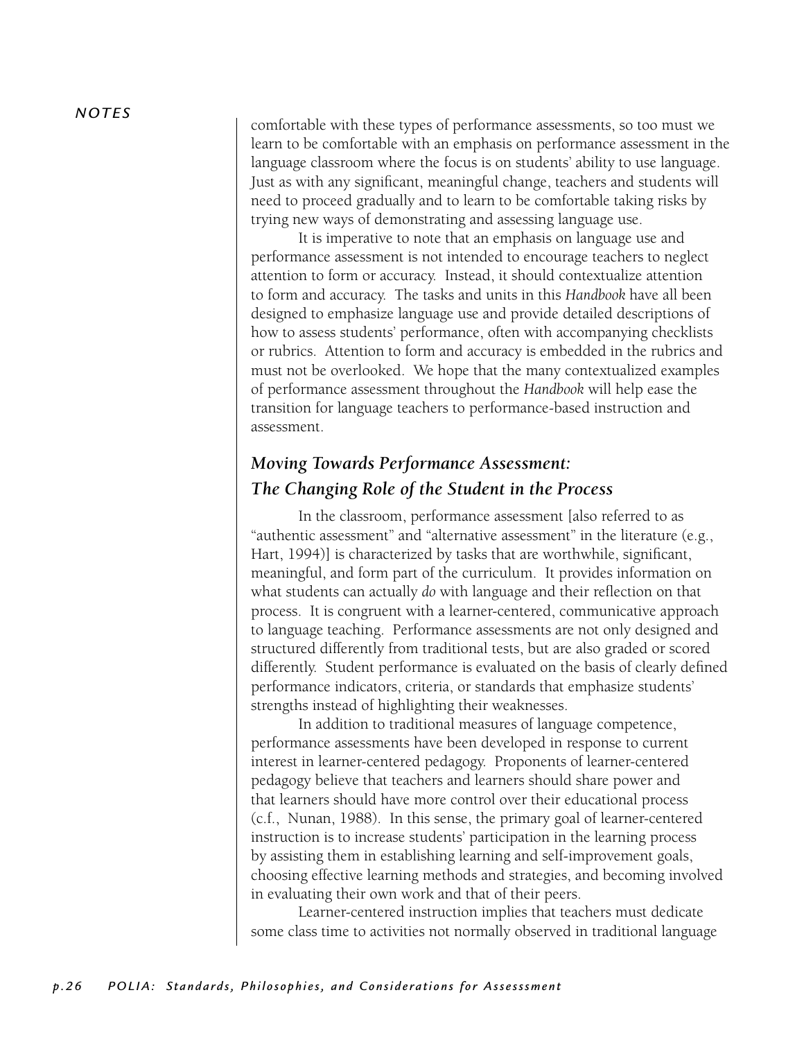comfortable with these types of performance assessments, so too must we learn to be comfortable with an emphasis on performance assessment in the language classroom where the focus is on students' ability to use language. Just as with any significant, meaningful change, teachers and students will need to proceed gradually and to learn to be comfortable taking risks by trying new ways of demonstrating and assessing language use.

It is imperative to note that an emphasis on language use and performance assessment is not intended to encourage teachers to neglect attention to form or accuracy. Instead, it should contextualize attention to form and accuracy. The tasks and units in this *Handbook* have all been designed to emphasize language use and provide detailed descriptions of how to assess students' performance, often with accompanying checklists or rubrics. Attention to form and accuracy is embedded in the rubrics and must not be overlooked. We hope that the many contextualized examples of performance assessment throughout the *Handbook* will help ease the transition for language teachers to performance-based instruction and assessment.

## *Moving Towards Performance Assessment: The Changing Role of the Student in the Process*

In the classroom, performance assessment [also referred to as "authentic assessment" and "alternative assessment" in the literature (e.g., Hart, 1994)] is characterized by tasks that are worthwhile, significant, meaningful, and form part of the curriculum. It provides information on what students can actually *do* with language and their reflection on that process. It is congruent with a learner-centered, communicative approach to language teaching. Performance assessments are not only designed and structured differently from traditional tests, but are also graded or scored differently. Student performance is evaluated on the basis of clearly defined performance indicators, criteria, or standards that emphasize students' strengths instead of highlighting their weaknesses.

In addition to traditional measures of language competence, performance assessments have been developed in response to current interest in learner-centered pedagogy. Proponents of learner-centered pedagogy believe that teachers and learners should share power and that learners should have more control over their educational process (c.f., Nunan, 1988). In this sense, the primary goal of learner-centered instruction is to increase students' participation in the learning process by assisting them in establishing learning and self-improvement goals, choosing effective learning methods and strategies, and becoming involved in evaluating their own work and that of their peers.

Learner-centered instruction implies that teachers must dedicate some class time to activities not normally observed in traditional language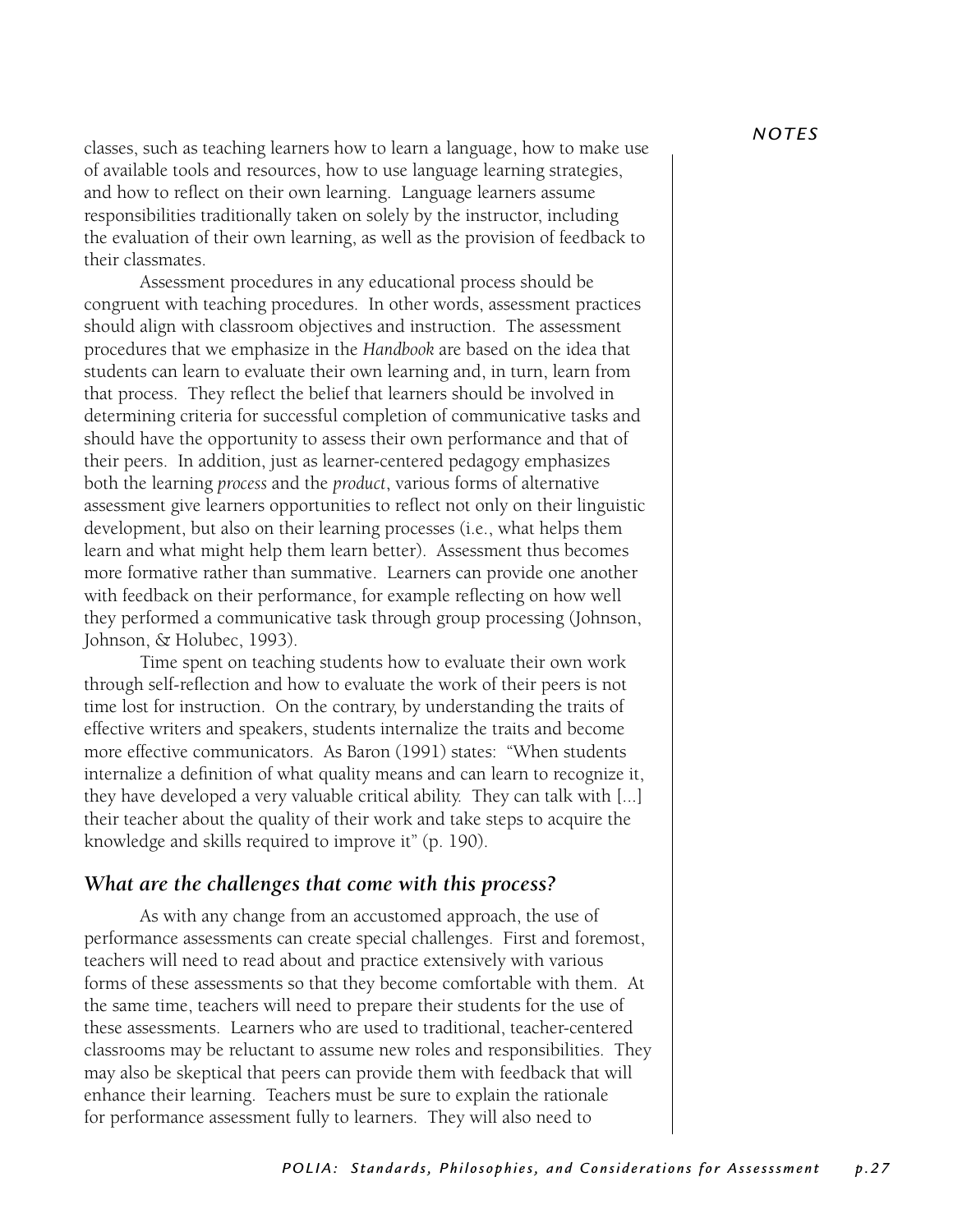classes, such as teaching learners how to learn a language, how to make use of available tools and resources, how to use language learning strategies, and how to reflect on their own learning. Language learners assume responsibilities traditionally taken on solely by the instructor, including the evaluation of their own learning, as well as the provision of feedback to their classmates.

Assessment procedures in any educational process should be congruent with teaching procedures. In other words, assessment practices should align with classroom objectives and instruction. The assessment procedures that we emphasize in the *Handbook* are based on the idea that students can learn to evaluate their own learning and, in turn, learn from that process. They reflect the belief that learners should be involved in determining criteria for successful completion of communicative tasks and should have the opportunity to assess their own performance and that of their peers. In addition, just as learner-centered pedagogy emphasizes both the learning *process* and the *product*, various forms of alternative assessment give learners opportunities to reflect not only on their linguistic development, but also on their learning processes (i.e., what helps them learn and what might help them learn better). Assessment thus becomes more formative rather than summative. Learners can provide one another with feedback on their performance, for example reflecting on how well they performed a communicative task through group processing (Johnson, Johnson, & Holubec, 1993).

Time spent on teaching students how to evaluate their own work through self-reflection and how to evaluate the work of their peers is not time lost for instruction. On the contrary, by understanding the traits of effective writers and speakers, students internalize the traits and become more effective communicators. As Baron (1991) states: "When students internalize a definition of what quality means and can learn to recognize it, they have developed a very valuable critical ability. They can talk with [...] their teacher about the quality of their work and take steps to acquire the knowledge and skills required to improve it" (p. 190).

### *What are the challenges that come with this process?*

As with any change from an accustomed approach, the use of performance assessments can create special challenges. First and foremost, teachers will need to read about and practice extensively with various forms of these assessments so that they become comfortable with them. At the same time, teachers will need to prepare their students for the use of these assessments. Learners who are used to traditional, teacher-centered classrooms may be reluctant to assume new roles and responsibilities. They may also be skeptical that peers can provide them with feedback that will enhance their learning. Teachers must be sure to explain the rationale for performance assessment fully to learners. They will also need to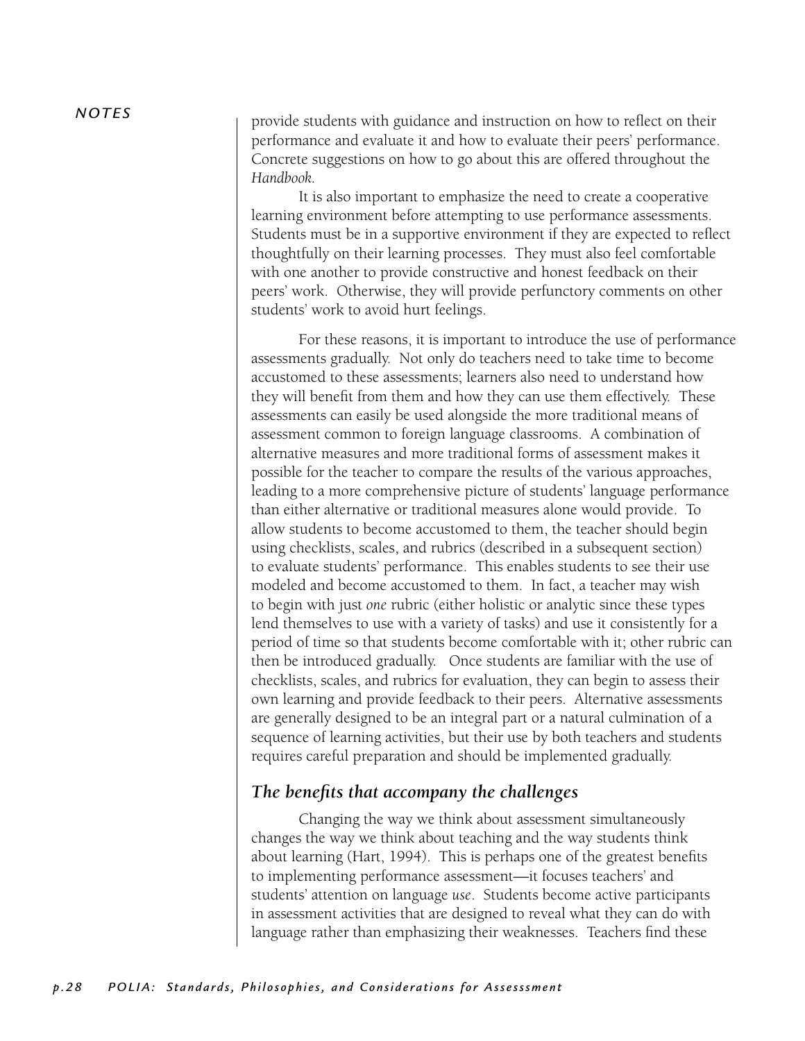provide students with guidance and instruction on how to reflect on their performance and evaluate it and how to evaluate their peers' performance. Concrete suggestions on how to go about this are offered throughout the *Handbook*.

It is also important to emphasize the need to create a cooperative learning environment before attempting to use performance assessments. Students must be in a supportive environment if they are expected to reflect thoughtfully on their learning processes. They must also feel comfortable with one another to provide constructive and honest feedback on their peers' work. Otherwise, they will provide perfunctory comments on other students' work to avoid hurt feelings.

For these reasons, it is important to introduce the use of performance assessments gradually. Not only do teachers need to take time to become accustomed to these assessments; learners also need to understand how they will benefit from them and how they can use them effectively. These assessments can easily be used alongside the more traditional means of assessment common to foreign language classrooms. A combination of alternative measures and more traditional forms of assessment makes it possible for the teacher to compare the results of the various approaches, leading to a more comprehensive picture of students' language performance than either alternative or traditional measures alone would provide. To allow students to become accustomed to them, the teacher should begin using checklists, scales, and rubrics (described in a subsequent section) to evaluate students' performance. This enables students to see their use modeled and become accustomed to them. In fact, a teacher may wish to begin with just *one* rubric (either holistic or analytic since these types lend themselves to use with a variety of tasks) and use it consistently for a period of time so that students become comfortable with it; other rubric can then be introduced gradually. Once students are familiar with the use of checklists, scales, and rubrics for evaluation, they can begin to assess their own learning and provide feedback to their peers. Alternative assessments are generally designed to be an integral part or a natural culmination of a sequence of learning activities, but their use by both teachers and students requires careful preparation and should be implemented gradually.

### *The benefits that accompany the challenges*

Changing the way we think about assessment simultaneously changes the way we think about teaching and the way students think about learning (Hart, 1994). This is perhaps one of the greatest benefits to implementing performance assessment—it focuses teachers' and students' attention on language *use*. Students become active participants in assessment activities that are designed to reveal what they can do with language rather than emphasizing their weaknesses. Teachers find these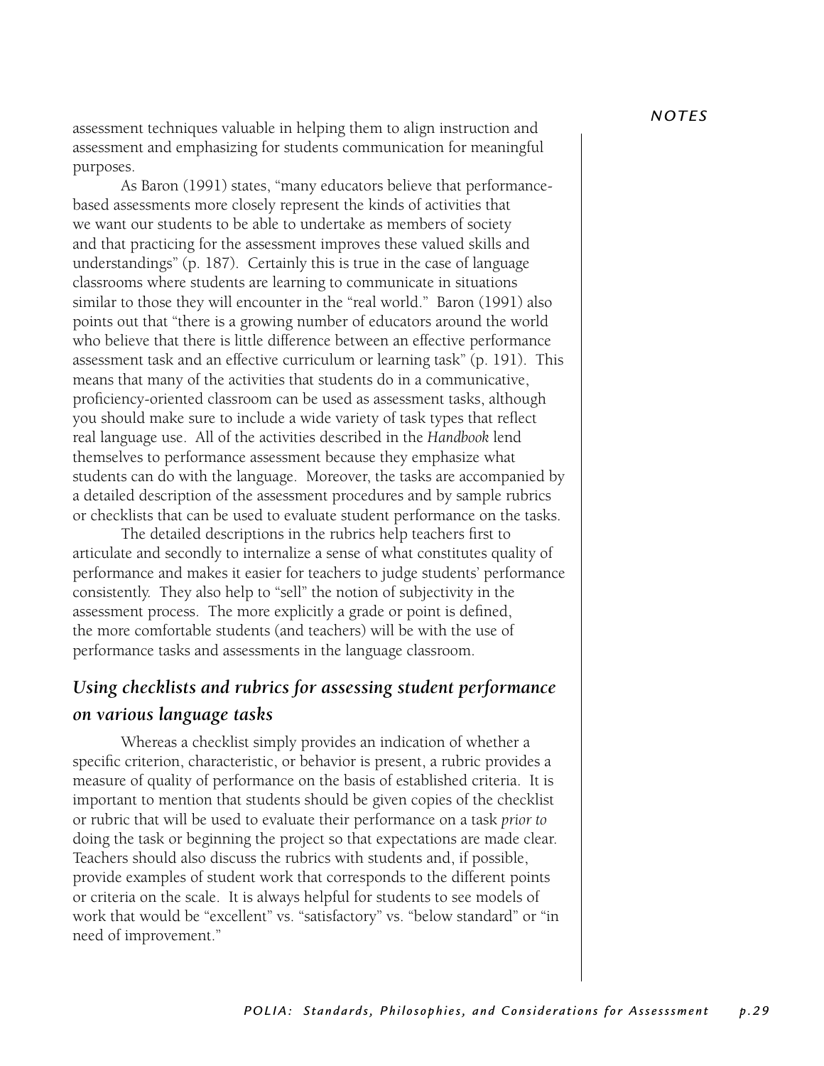assessment techniques valuable in helping them to align instruction and assessment and emphasizing for students communication for meaningful purposes.

As Baron (1991) states, "many educators believe that performance-based assessments more closely represent the kinds of activities that we want our students to be able to undertake as members of society and that practicing for the assessment improves these valued skills and understandings" (p. 187). Certainly this is true in the case of language classrooms where students are learning to communicate in situations similar to those they will encounter in the "real world." Baron (1991) also points out that "there is a growing number of educators around the world who believe that there is little difference between an effective performance assessment task and an effective curriculum or learning task" (p. 191). This means that many of the activities that students do in a communicative, proficiency-oriented classroom can be used as assessment tasks, although you should make sure to include a wide variety of task types that reflect real language use. All of the activities described in the *Handbook* lend themselves to performance assessment because they emphasize what students can do with the language. Moreover, the tasks are accompanied by a detailed description of the assessment procedures and by sample rubrics or checklists that can be used to evaluate student performance on the tasks.

The detailed descriptions in the rubrics help teachers first to articulate and secondly to internalize a sense of what constitutes quality of performance and makes it easier for teachers to judge students' performance consistently. They also help to "sell" the notion of subjectivity in the assessment process. The more explicitly a grade or point is defined, the more comfortable students (and teachers) will be with the use of performance tasks and assessments in the language classroom.

## *Using checklists and rubrics for assessing student performance on various language tasks*

Whereas a checklist simply provides an indication of whether a specific criterion, characteristic, or behavior is present, a rubric provides a measure of quality of performance on the basis of established criteria. It is important to mention that students should be given copies of the checklist or rubric that will be used to evaluate their performance on a task *prior to* doing the task or beginning the project so that expectations are made clear. Teachers should also discuss the rubrics with students and, if possible, provide examples of student work that corresponds to the different points or criteria on the scale. It is always helpful for students to see models of work that would be "excellent" vs. "satisfactory" vs. "below standard" or "in need of improvement."

*NOTES*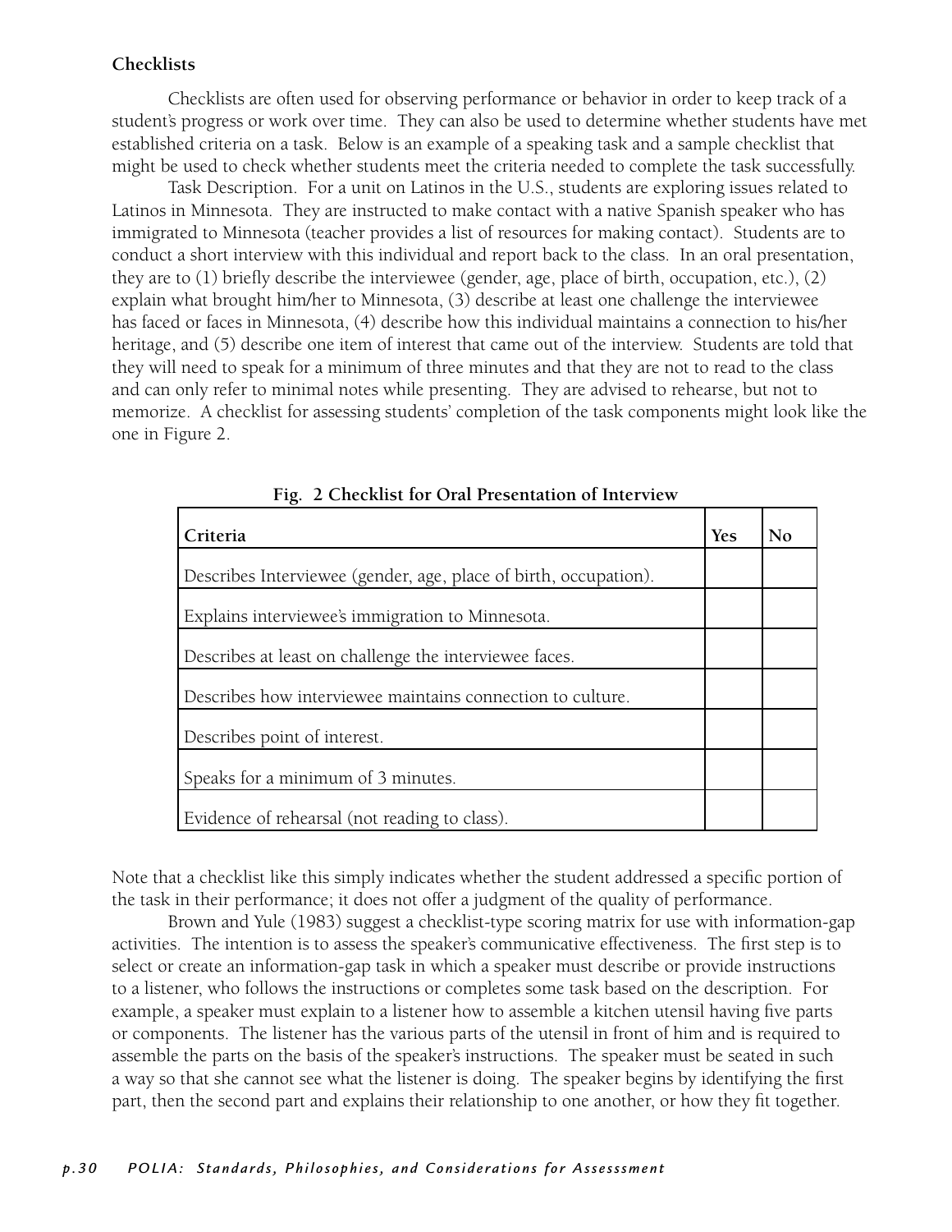**Checklists**

Checklists are often used for observing performance or behavior in order to keep track of a student's progress or work over time. They can also be used to determine whether students have met established criteria on a task. Below is an example of a speaking task and a sample checklist that might be used to check whether students meet the criteria needed to complete the task successfully.

Task Description. For a unit on Latinos in the U.S., students are exploring issues related to Latinos in Minnesota. They are instructed to make contact with a native Spanish speaker who has immigrated to Minnesota (teacher provides a list of resources for making contact). Students are to conduct a short interview with this individual and report back to the class. In an oral presentation, they are to (1) briefly describe the interviewee (gender, age, place of birth, occupation, etc.), (2) explain what brought him/her to Minnesota, (3) describe at least one challenge the interviewee has faced or faces in Minnesota, (4) describe how this individual maintains a connection to his/her heritage, and (5) describe one item of interest that came out of the interview. Students are told that they will need to speak for a minimum of three minutes and that they are not to read to the class and can only refer to minimal notes while presenting. They are advised to rehearse, but not to memorize. A checklist for assessing students' completion of the task components might look like the one in Figure 2.

**Fig. 2 Checklist for Oral Presentation of Interview**

| Criteria | Yes | No |
|---|---|---|
| Describes Interviewee (gender, age, place of birth, occupation). | | |
| Explains interviewee's immigration to Minnesota. | | |
| Describes at least on challenge the interviewee faces. | | |
| Describes how interviewee maintains connection to culture. | | |
| Describes point of interest. | | |
| Speaks for a minimum of 3 minutes. | | |
| Evidence of rehearsal (not reading to class). | | |

Note that a checklist like this simply indicates whether the student addressed a specific portion of the task in their performance; it does not offer a judgment of the quality of performance.

Brown and Yule (1983) suggest a checklist-type scoring matrix for use with information-gap activities. The intention is to assess the speaker's communicative effectiveness. The first step is to select or create an information-gap task in which a speaker must describe or provide instructions to a listener, who follows the instructions or completes some task based on the description. For example, a speaker must explain to a listener how to assemble a kitchen utensil having five parts or components. The listener has the various parts of the utensil in front of him and is required to assemble the parts on the basis of the speaker's instructions. The speaker must be seated in such a way so that she cannot see what the listener is doing. The speaker begins by identifying the first part, then the second part and explains their relationship to one another, or how they fit together.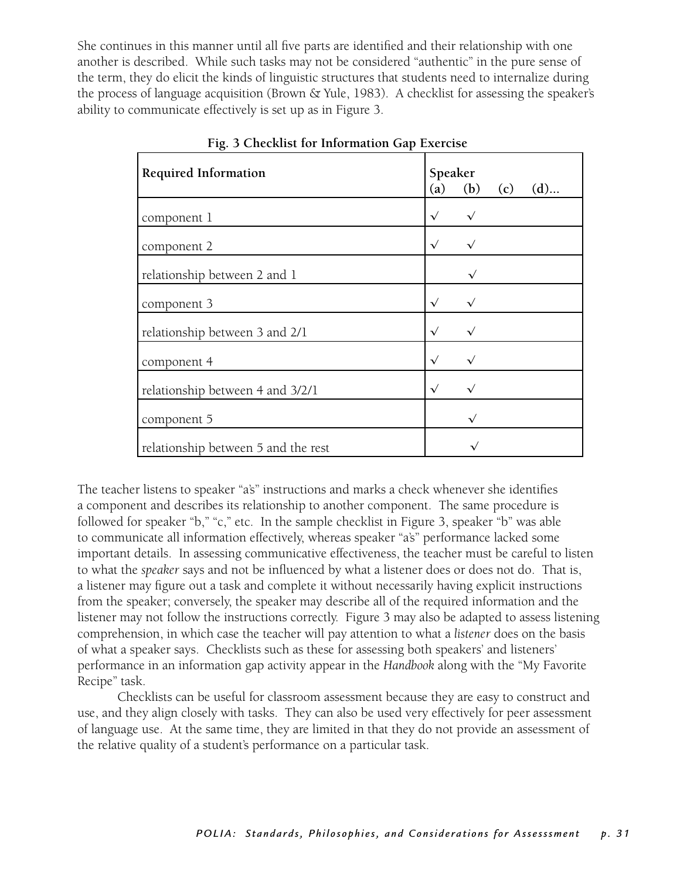She continues in this manner until all five parts are identified and their relationship with one another is described. While such tasks may not be considered "authentic" in the pure sense of the term, they do elicit the kinds of linguistic structures that students need to internalize during the process of language acquisition (Brown & Yule, 1983). A checklist for assessing the speaker's ability to communicate effectively is set up as in Figure 3.

**Fig. 3 Checklist for Information Gap Exercise**

| Required Information | Speaker (a) | (b) | (c) | (d)... |
|---|---|---|---|---|
| component 1 | √ | √ | | |
| component 2 | √ | √ | | |
| relationship between 2 and 1 | | √ | | |
| component 3 | √ | √ | | |
| relationship between 3 and 2/1 | √ | √ | | |
| component 4 | √ | √ | | |
| relationship between 4 and 3/2/1 | √ | √ | | |
| component 5 | | √ | | |
| relationship between 5 and the rest | | √ | | |

The teacher listens to speaker "a's" instructions and marks a check whenever she identifies a component and describes its relationship to another component. The same procedure is followed for speaker "b," "c," etc. In the sample checklist in Figure 3, speaker "b" was able to communicate all information effectively, whereas speaker "a's" performance lacked some important details. In assessing communicative effectiveness, the teacher must be careful to listen to what the *speaker* says and not be influenced by what a listener does or does not do. That is, a listener may figure out a task and complete it without necessarily having explicit instructions from the speaker; conversely, the speaker may describe all of the required information and the listener may not follow the instructions correctly. Figure 3 may also be adapted to assess listening comprehension, in which case the teacher will pay attention to what a *listener* does on the basis of what a speaker says. Checklists such as these for assessing both speakers' and listeners' performance in an information gap activity appear in the *Handbook* along with the "My Favorite Recipe" task.

Checklists can be useful for classroom assessment because they are easy to construct and use, and they align closely with tasks. They can also be used very effectively for peer assessment of language use. At the same time, they are limited in that they do not provide an assessment of the relative quality of a student's performance on a particular task.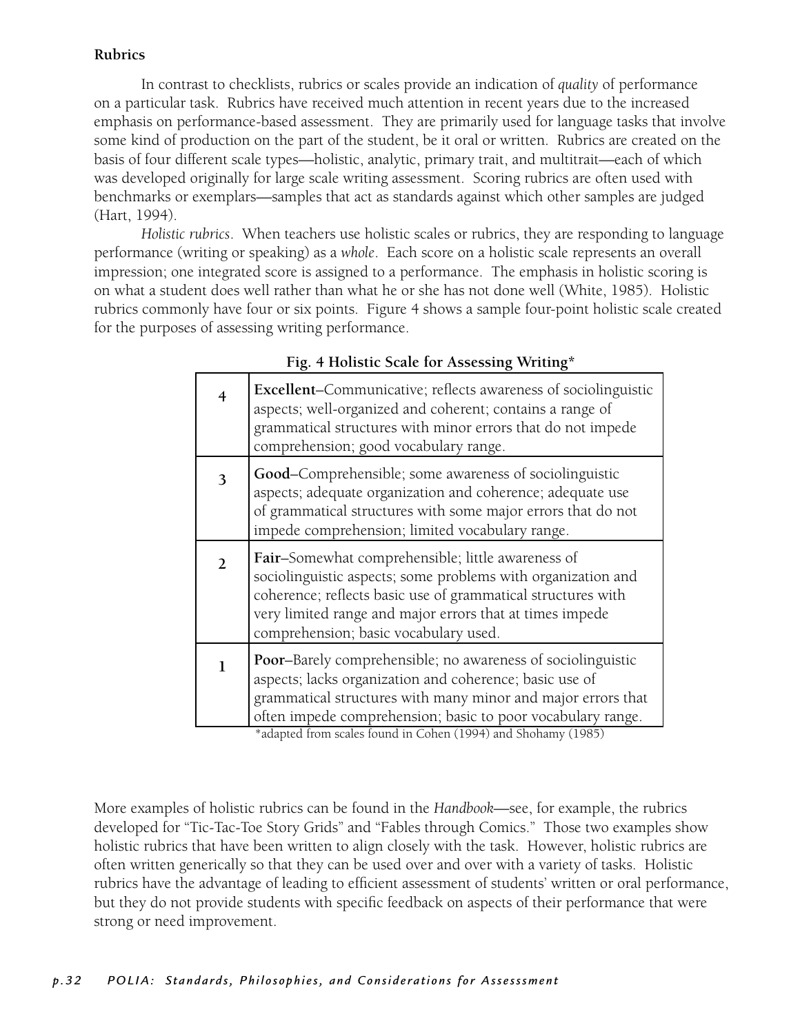**Rubrics**

In contrast to checklists, rubrics or scales provide an indication of *quality* of performance on a particular task. Rubrics have received much attention in recent years due to the increased emphasis on performance-based assessment. They are primarily used for language tasks that involve some kind of production on the part of the student, be it oral or written. Rubrics are created on the basis of four different scale types—holistic, analytic, primary trait, and multitrait—each of which was developed originally for large scale writing assessment. Scoring rubrics are often used with benchmarks or exemplars—samples that act as standards against which other samples are judged (Hart, 1994).

*Holistic rubrics*. When teachers use holistic scales or rubrics, they are responding to language performance (writing or speaking) as a *whole*. Each score on a holistic scale represents an overall impression; one integrated score is assigned to a performance. The emphasis in holistic scoring is on what a student does well rather than what he or she has not done well (White, 1985). Holistic rubrics commonly have four or six points. Figure 4 shows a sample four-point holistic scale created for the purposes of assessing writing performance.

**Fig. 4 Holistic Scale for Assessing Writing***

| | |
|---|---|
| 4 | **Excellent**–Communicative; reflects awareness of sociolinguistic aspects; well-organized and coherent; contains a range of grammatical structures with minor errors that do not impede comprehension; good vocabulary range. |
| 3 | **Good**–Comprehensible; some awareness of sociolinguistic aspects; adequate organization and coherence; adequate use of grammatical structures with some major errors that do not impede comprehension; limited vocabulary range. |
| 2 | **Fair**–Somewhat comprehensible; little awareness of sociolinguistic aspects; some problems with organization and coherence; reflects basic use of grammatical structures with very limited range and major errors that at times impede comprehension; basic vocabulary used. |
| 1 | **Poor**–Barely comprehensible; no awareness of sociolinguistic aspects; lacks organization and coherence; basic use of grammatical structures with many minor and major errors that often impede comprehension; basic to poor vocabulary range. |

*adapted from scales found in Cohen (1994) and Shohamy (1985)

More examples of holistic rubrics can be found in the *Handbook*—see, for example, the rubrics developed for "Tic-Tac-Toe Story Grids" and "Fables through Comics." Those two examples show holistic rubrics that have been written to align closely with the task. However, holistic rubrics are often written generically so that they can be used over and over with a variety of tasks. Holistic rubrics have the advantage of leading to efficient assessment of students' written or oral performance, but they do not provide students with specific feedback on aspects of their performance that were strong or need improvement.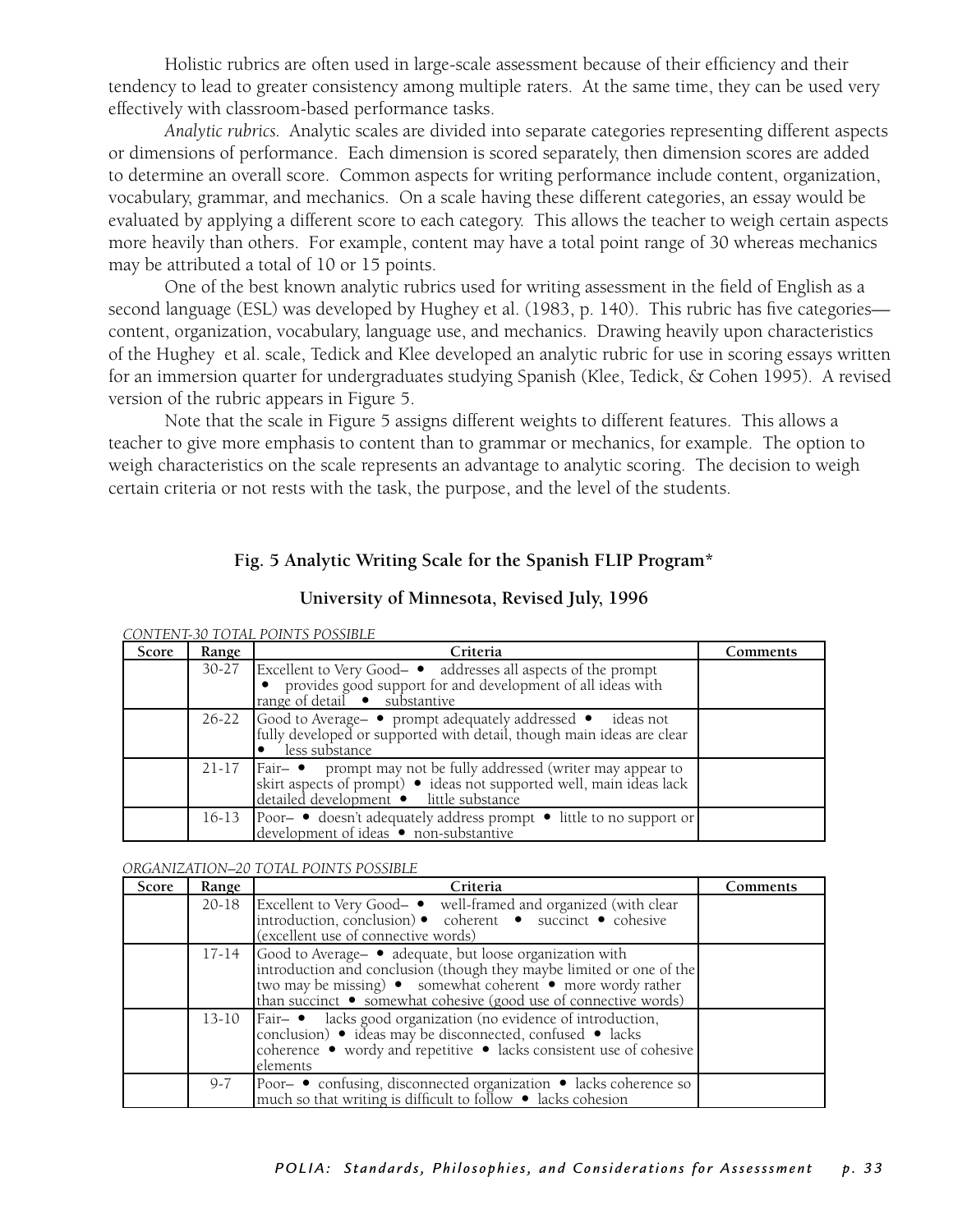Holistic rubrics are often used in large-scale assessment because of their efficiency and their tendency to lead to greater consistency among multiple raters. At the same time, they can be used very effectively with classroom-based performance tasks.

*Analytic rubrics.* Analytic scales are divided into separate categories representing different aspects or dimensions of performance. Each dimension is scored separately, then dimension scores are added to determine an overall score. Common aspects for writing performance include content, organization, vocabulary, grammar, and mechanics. On a scale having these different categories, an essay would be evaluated by applying a different score to each category. This allows the teacher to weigh certain aspects more heavily than others. For example, content may have a total point range of 30 whereas mechanics may be attributed a total of 10 or 15 points.

One of the best known analytic rubrics used for writing assessment in the field of English as a second language (ESL) was developed by Hughey et al. (1983, p. 140). This rubric has five categories—content, organization, vocabulary, language use, and mechanics. Drawing heavily upon characteristics of the Hughey et al. scale, Tedick and Klee developed an analytic rubric for use in scoring essays written for an immersion quarter for undergraduates studying Spanish (Klee, Tedick, & Cohen 1995). A revised version of the rubric appears in Figure 5.

Note that the scale in Figure 5 assigns different weights to different features. This allows a teacher to give more emphasis to content than to grammar or mechanics, for example. The option to weigh characteristics on the scale represents an advantage to analytic scoring. The decision to weigh certain criteria or not rests with the task, the purpose, and the level of the students.

**Fig. 5 Analytic Writing Scale for the Spanish FLIP Program\***

**University of Minnesota, Revised July, 1996**

*CONTENT-30 TOTAL POINTS POSSIBLE*

| Score | Range | Criteria | Comments |
|---|---|---|---|
| | 30-27 | Excellent to Very Good– • addresses all aspects of the prompt • provides good support for and development of all ideas with range of detail • substantive | |
| | 26-22 | Good to Average– • prompt adequately addressed • ideas not fully developed or supported with detail, though main ideas are clear • less substance | |
| | 21-17 | Fair– • prompt may not be fully addressed (writer may appear to skirt aspects of prompt) • ideas not supported well, main ideas lack detailed development • little substance | |
| | 16-13 | Poor– • doesn't adequately address prompt • little to no support or development of ideas • non-substantive | |

*ORGANIZATION–20 TOTAL POINTS POSSIBLE*

| Score | Range | Criteria | Comments |
|---|---|---|---|
| | 20-18 | Excellent to Very Good– • well-framed and organized (with clear introduction, conclusion) • coherent • succinct • cohesive (excellent use of connective words) | |
| | 17-14 | Good to Average– • adequate, but loose organization with introduction and conclusion (though they maybe limited or one of the two may be missing) • somewhat coherent • more wordy rather than succinct • somewhat cohesive (good use of connective words) | |
| | 13-10 | Fair– • lacks good organization (no evidence of introduction, conclusion) • ideas may be disconnected, confused • lacks coherence • wordy and repetitive • lacks consistent use of cohesive elements | |
| | 9-7 | Poor– • confusing, disconnected organization • lacks coherence so much so that writing is difficult to follow • lacks cohesion | |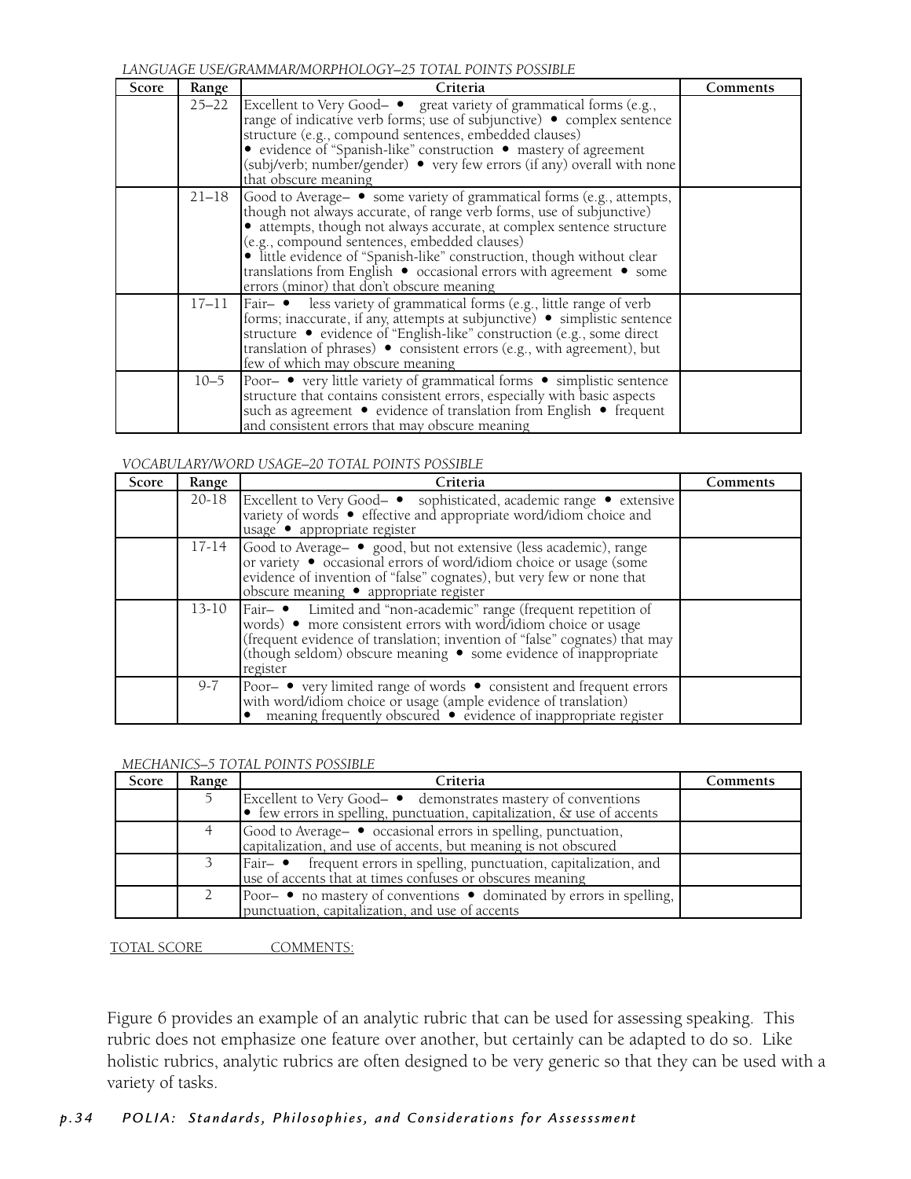*LANGUAGE USE/GRAMMAR/MORPHOLOGY–25 TOTAL POINTS POSSIBLE*

| Score | Range | Criteria | Comments |
|---|---|---|---|
| | 25–22 | Excellent to Very Good– • great variety of grammatical forms (e.g., range of indicative verb forms; use of subjunctive) • complex sentence structure (e.g., compound sentences, embedded clauses) • evidence of "Spanish-like" construction • mastery of agreement (subj/verb; number/gender) • very few errors (if any) overall with none that obscure meaning | |
| | 21–18 | Good to Average– • some variety of grammatical forms (e.g., attempts, though not always accurate, of range verb forms, use of subjunctive) • attempts, though not always accurate, at complex sentence structure (e.g., compound sentences, embedded clauses) • little evidence of "Spanish-like" construction, though without clear translations from English • occasional errors with agreement • some errors (minor) that don't obscure meaning | |
| | 17–11 | Fair– • less variety of grammatical forms (e.g., little range of verb forms; inaccurate, if any, attempts at subjunctive) • simplistic sentence structure • evidence of "English-like" construction (e.g., some direct translation of phrases) • consistent errors (e.g., with agreement), but few of which may obscure meaning | |
| | 10–5 | Poor– • very little variety of grammatical forms • simplistic sentence structure that contains consistent errors, especially with basic aspects such as agreement • evidence of translation from English • frequent and consistent errors that may obscure meaning | |

*VOCABULARY/WORD USAGE–20 TOTAL POINTS POSSIBLE*

| Score | Range | Criteria | Comments |
|---|---|---|---|
| | 20-18 | Excellent to Very Good– • sophisticated, academic range • extensive variety of words • effective and appropriate word/idiom choice and usage • appropriate register | |
| | 17-14 | Good to Average– • good, but not extensive (less academic), range or variety • occasional errors of word/idiom choice or usage (some evidence of invention of "false" cognates), but very few or none that obscure meaning • appropriate register | |
| | 13-10 | Fair– • Limited and "non-academic" range (frequent repetition of words) • more consistent errors with word/idiom choice or usage (frequent evidence of translation; invention of "false" cognates) that may (though seldom) obscure meaning • some evidence of inappropriate register | |
| | 9-7 | Poor– • very limited range of words • consistent and frequent errors with word/idiom choice or usage (ample evidence of translation) • meaning frequently obscured • evidence of inappropriate register | |

*MECHANICS–5 TOTAL POINTS POSSIBLE*

| Score | Range | Criteria | Comments |
|---|---|---|---|
| | 5 | Excellent to Very Good– • demonstrates mastery of conventions • few errors in spelling, punctuation, capitalization, & use of accents | |
| | 4 | Good to Average– • occasional errors in spelling, punctuation, capitalization, and use of accents, but meaning is not obscured | |
| | 3 | Fair– • frequent errors in spelling, punctuation, capitalization, and use of accents that at times confuses or obscures meaning | |
| | 2 | Poor– • no mastery of conventions • dominated by errors in spelling, punctuation, capitalization, and use of accents | |

TOTAL SCORE COMMENTS:

Figure 6 provides an example of an analytic rubric that can be used for assessing speaking. This rubric does not emphasize one feature over another, but certainly can be adapted to do so. Like holistic rubrics, analytic rubrics are often designed to be very generic so that they can be used with a variety of tasks.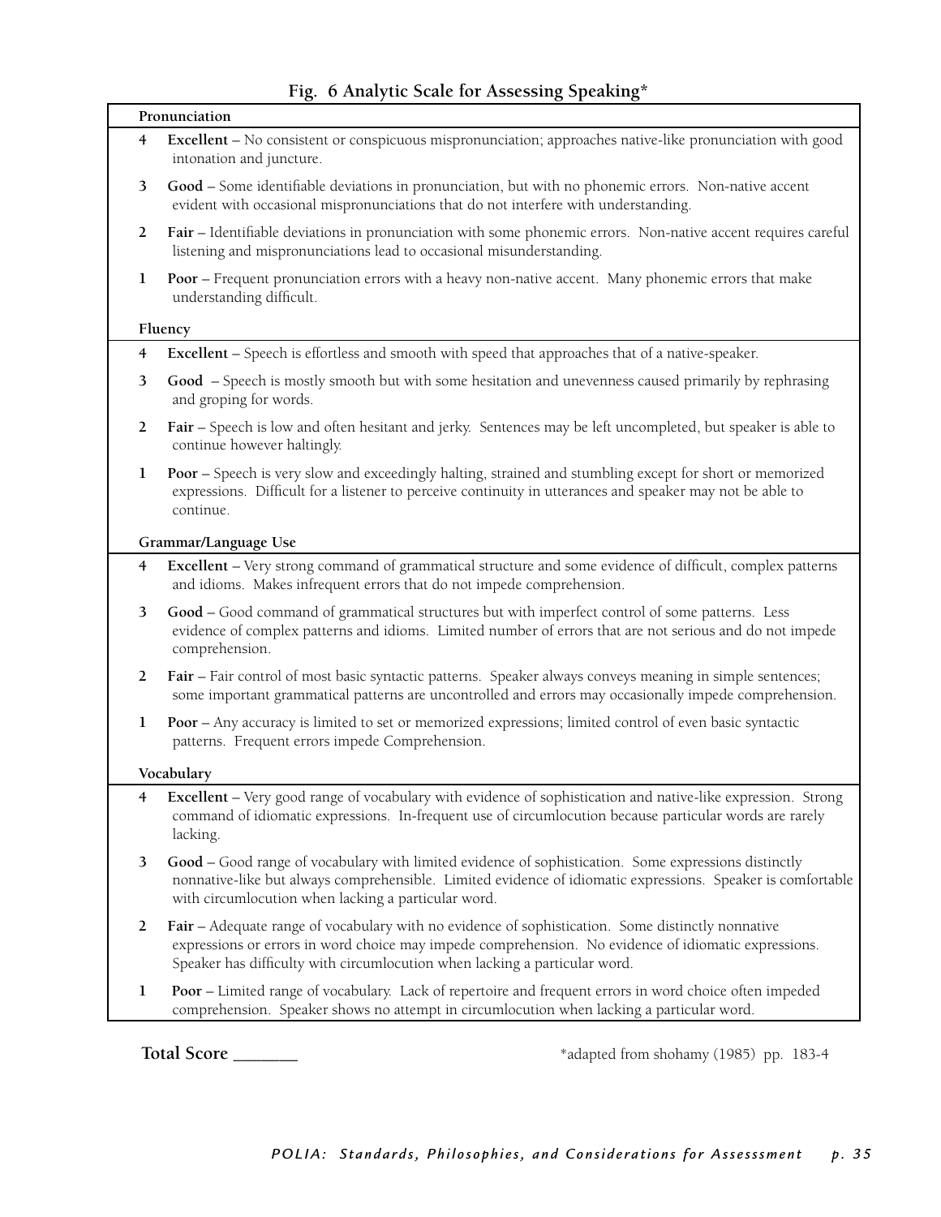**Fig. 6 Analytic Scale for Assessing Speaking***

**Pronunciation**

4 **Excellent –** No consistent or conspicuous mispronunciation; approaches native-like pronunciation with good intonation and juncture.

3 **Good –** Some identifiable deviations in pronunciation, but with no phonemic errors. Non-native accent evident with occasional mispronunciations that do not interfere with understanding.

2 **Fair –** Identifiable deviations in pronunciation with some phonemic errors. Non-native accent requires careful listening and mispronunciations lead to occasional misunderstanding.

1 **Poor –** Frequent pronunciation errors with a heavy non-native accent. Many phonemic errors that make understanding difficult.

**Fluency**

4 **Excellent –** Speech is effortless and smooth with speed that approaches that of a native-speaker.

3 **Good –** Speech is mostly smooth but with some hesitation and unevenness caused primarily by rephrasing and groping for words.

2 **Fair –** Speech is low and often hesitant and jerky. Sentences may be left uncompleted, but speaker is able to continue however haltingly.

1 **Poor –** Speech is very slow and exceedingly halting, strained and stumbling except for short or memorized expressions. Difficult for a listener to perceive continuity in utterances and speaker may not be able to continue.

**Grammar/Language Use**

4 **Excellent –** Very strong command of grammatical structure and some evidence of difficult, complex patterns and idioms. Makes infrequent errors that do not impede comprehension.

3 **Good –** Good command of grammatical structures but with imperfect control of some patterns. Less evidence of complex patterns and idioms. Limited number of errors that are not serious and do not impede comprehension.

2 **Fair –** Fair control of most basic syntactic patterns. Speaker always conveys meaning in simple sentences; some important grammatical patterns are uncontrolled and errors may occasionally impede comprehension.

1 **Poor –** Any accuracy is limited to set or memorized expressions; limited control of even basic syntactic patterns. Frequent errors impede Comprehension.

**Vocabulary**

4 **Excellent –** Very good range of vocabulary with evidence of sophistication and native-like expression. Strong command of idiomatic expressions. In-frequent use of circumlocution because particular words are rarely lacking.

3 **Good –** Good range of vocabulary with limited evidence of sophistication. Some expressions distinctly nonnative-like but always comprehensible. Limited evidence of idiomatic expressions. Speaker is comfortable with circumlocution when lacking a particular word.

2 **Fair –** Adequate range of vocabulary with no evidence of sophistication. Some distinctly nonnative expressions or errors in word choice may impede comprehension. No evidence of idiomatic expressions. Speaker has difficulty with circumlocution when lacking a particular word.

1 **Poor –** Limited range of vocabulary. Lack of repertoire and frequent errors in word choice often impeded comprehension. Speaker shows no attempt in circumlocution when lacking a particular word.

**Total Score _______**

*adapted from shohamy (1985) pp. 183-4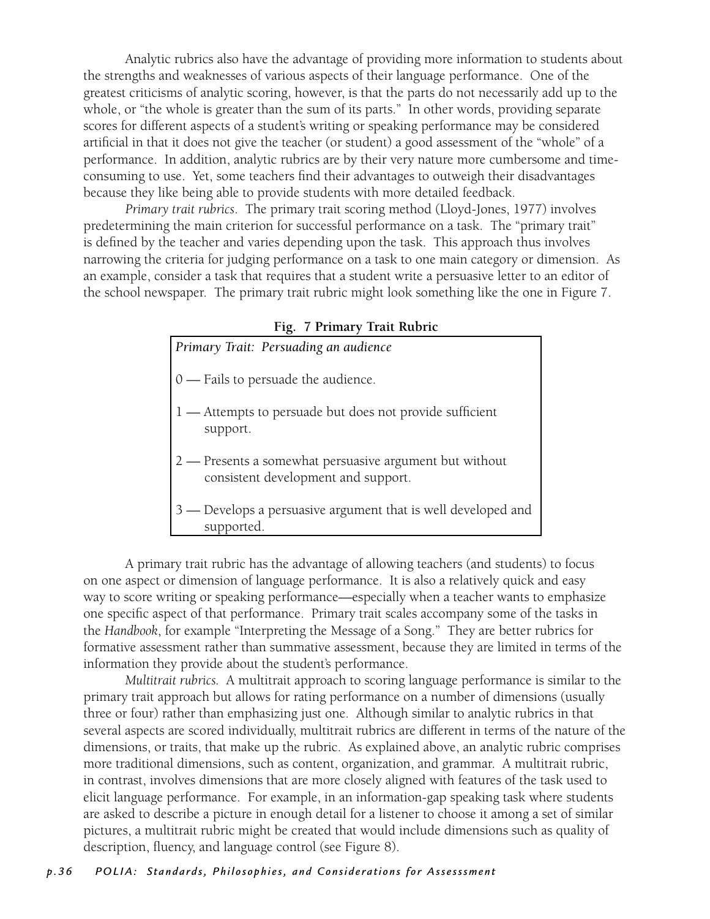Analytic rubrics also have the advantage of providing more information to students about the strengths and weaknesses of various aspects of their language performance. One of the greatest criticisms of analytic scoring, however, is that the parts do not necessarily add up to the whole, or "the whole is greater than the sum of its parts." In other words, providing separate scores for different aspects of a student's writing or speaking performance may be considered artificial in that it does not give the teacher (or student) a good assessment of the "whole" of a performance. In addition, analytic rubrics are by their very nature more cumbersome and time-consuming to use. Yet, some teachers find their advantages to outweigh their disadvantages because they like being able to provide students with more detailed feedback.

*Primary trait rubrics*. The primary trait scoring method (Lloyd-Jones, 1977) involves predetermining the main criterion for successful performance on a task. The "primary trait" is defined by the teacher and varies depending upon the task. This approach thus involves narrowing the criteria for judging performance on a task to one main category or dimension. As an example, consider a task that requires that a student write a persuasive letter to an editor of the school newspaper. The primary trait rubric might look something like the one in Figure 7.

**Fig. 7 Primary Trait Rubric**

*Primary Trait: Persuading an audience*

0 — Fails to persuade the audience.

1 — Attempts to persuade but does not provide sufficient support.

2 — Presents a somewhat persuasive argument but without consistent development and support.

3 — Develops a persuasive argument that is well developed and supported.

A primary trait rubric has the advantage of allowing teachers (and students) to focus on one aspect or dimension of language performance. It is also a relatively quick and easy way to score writing or speaking performance—especially when a teacher wants to emphasize one specific aspect of that performance. Primary trait scales accompany some of the tasks in the *Handbook*, for example "Interpreting the Message of a Song." They are better rubrics for formative assessment rather than summative assessment, because they are limited in terms of the information they provide about the student's performance.

*Multitrait rubrics.* A multitrait approach to scoring language performance is similar to the primary trait approach but allows for rating performance on a number of dimensions (usually three or four) rather than emphasizing just one. Although similar to analytic rubrics in that several aspects are scored individually, multitrait rubrics are different in terms of the nature of the dimensions, or traits, that make up the rubric. As explained above, an analytic rubric comprises more traditional dimensions, such as content, organization, and grammar. A multitrait rubric, in contrast, involves dimensions that are more closely aligned with features of the task used to elicit language performance. For example, in an information-gap speaking task where students are asked to describe a picture in enough detail for a listener to choose it among a set of similar pictures, a multitrait rubric might be created that would include dimensions such as quality of description, fluency, and language control (see Figure 8).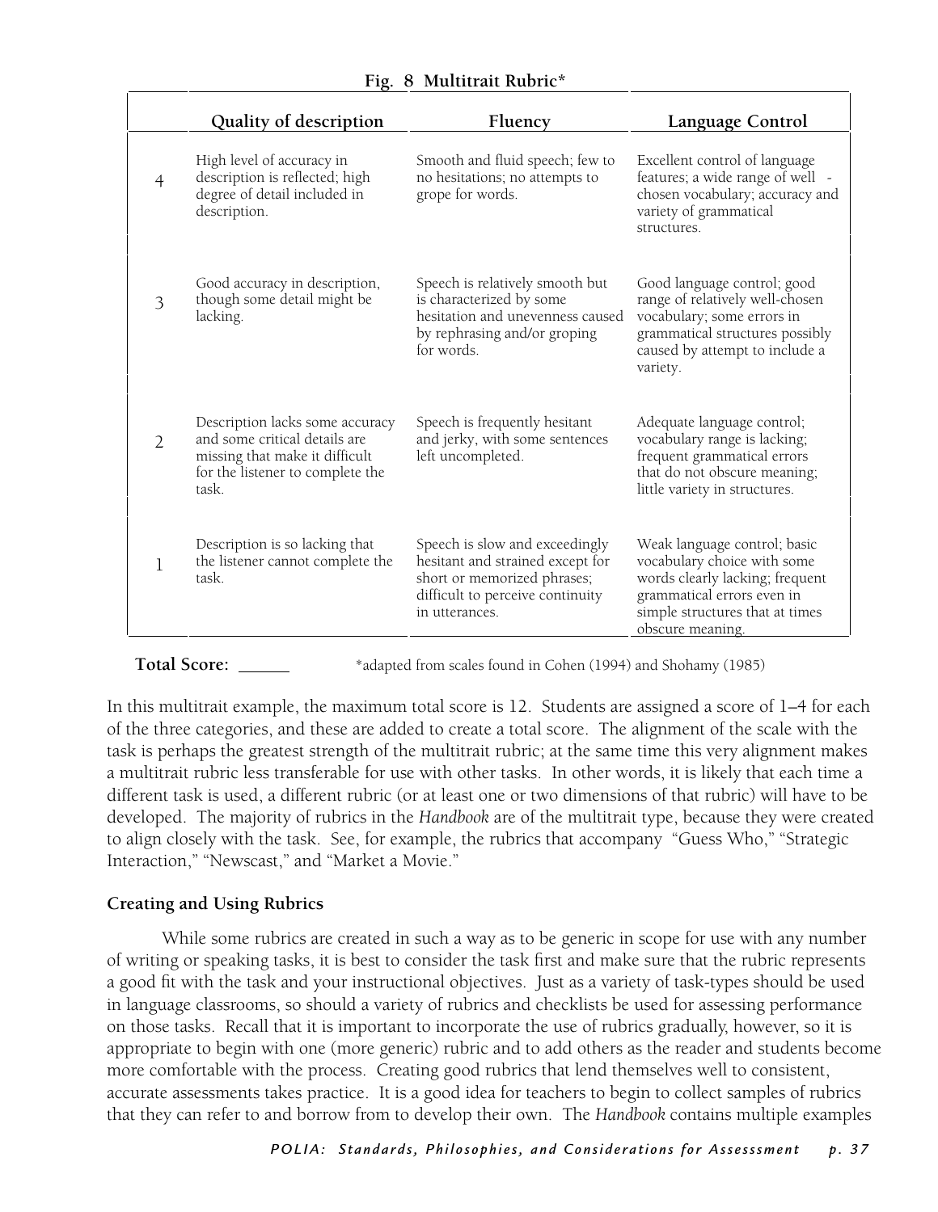**Fig. 8 Multitrait Rubric***

| | Quality of description | Fluency | Language Control |
|---|---|---|---|
| 4 | High level of accuracy in description is reflected; high degree of detail included in description. | Smooth and fluid speech; few to no hesitations; no attempts to grope for words. | Excellent control of language features; a wide range of well - chosen vocabulary; accuracy and variety of grammatical structures. |
| 3 | Good accuracy in description, though some detail might be lacking. | Speech is relatively smooth but is characterized by some hesitation and unevenness caused by rephrasing and/or groping for words. | Good language control; good range of relatively well-chosen vocabulary; some errors in grammatical structures possibly caused by attempt to include a variety. |
| 2 | Description lacks some accuracy and some critical details are missing that make it difficult for the listener to complete the task. | Speech is frequently hesitant and jerky, with some sentences left uncompleted. | Adequate language control; vocabulary range is lacking; frequent grammatical errors that do not obscure meaning; little variety in structures. |
| 1 | Description is so lacking that the listener cannot complete the task. | Speech is slow and exceedingly hesitant and strained except for short or memorized phrases; difficult to perceive continuity in utterances. | Weak language control; basic vocabulary choice with some words clearly lacking; frequent grammatical errors even in simple structures that at times obscure meaning. |

**Total Score:** ______

*adapted from scales found in Cohen (1994) and Shohamy (1985)

In this multitrait example, the maximum total score is 12. Students are assigned a score of 1–4 for each of the three categories, and these are added to create a total score. The alignment of the scale with the task is perhaps the greatest strength of the multitrait rubric; at the same time this very alignment makes a multitrait rubric less transferable for use with other tasks. In other words, it is likely that each time a different task is used, a different rubric (or at least one or two dimensions of that rubric) will have to be developed. The majority of rubrics in the *Handbook* are of the multitrait type, because they were created to align closely with the task. See, for example, the rubrics that accompany "Guess Who," "Strategic Interaction," "Newscast," and "Market a Movie."

**Creating and Using Rubrics**

While some rubrics are created in such a way as to be generic in scope for use with any number of writing or speaking tasks, it is best to consider the task first and make sure that the rubric represents a good fit with the task and your instructional objectives. Just as a variety of task-types should be used in language classrooms, so should a variety of rubrics and checklists be used for assessing performance on those tasks. Recall that it is important to incorporate the use of rubrics gradually, however, so it is appropriate to begin with one (more generic) rubric and to add others as the reader and students become more comfortable with the process. Creating good rubrics that lend themselves well to consistent, accurate assessments takes practice. It is a good idea for teachers to begin to collect samples of rubrics that they can refer to and borrow from to develop their own. The *Handbook* contains multiple examples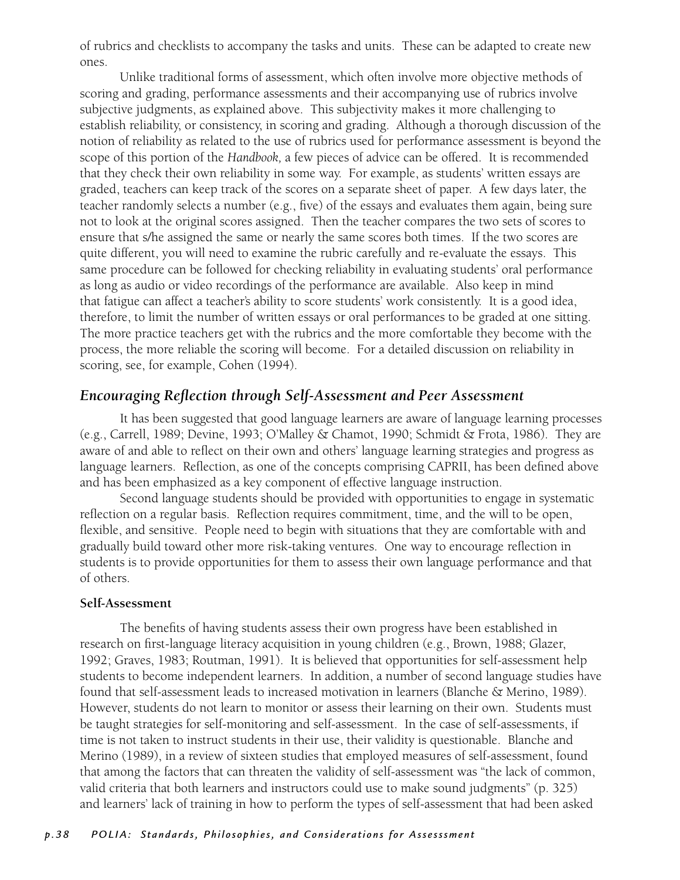of rubrics and checklists to accompany the tasks and units. These can be adapted to create new ones.

Unlike traditional forms of assessment, which often involve more objective methods of scoring and grading, performance assessments and their accompanying use of rubrics involve subjective judgments, as explained above. This subjectivity makes it more challenging to establish reliability, or consistency, in scoring and grading. Although a thorough discussion of the notion of reliability as related to the use of rubrics used for performance assessment is beyond the scope of this portion of the *Handbook,* a few pieces of advice can be offered. It is recommended that they check their own reliability in some way. For example, as students' written essays are graded, teachers can keep track of the scores on a separate sheet of paper. A few days later, the teacher randomly selects a number (e.g., five) of the essays and evaluates them again, being sure not to look at the original scores assigned. Then the teacher compares the two sets of scores to ensure that s/he assigned the same or nearly the same scores both times. If the two scores are quite different, you will need to examine the rubric carefully and re-evaluate the essays. This same procedure can be followed for checking reliability in evaluating students' oral performance as long as audio or video recordings of the performance are available. Also keep in mind that fatigue can affect a teacher's ability to score students' work consistently. It is a good idea, therefore, to limit the number of written essays or oral performances to be graded at one sitting. The more practice teachers get with the rubrics and the more comfortable they become with the process, the more reliable the scoring will become. For a detailed discussion on reliability in scoring, see, for example, Cohen (1994).

## *Encouraging Reflection through Self-Assessment and Peer Assessment*

It has been suggested that good language learners are aware of language learning processes (e.g., Carrell, 1989; Devine, 1993; O'Malley & Chamot, 1990; Schmidt & Frota, 1986). They are aware of and able to reflect on their own and others' language learning strategies and progress as language learners. Reflection, as one of the concepts comprising CAPRII, has been defined above and has been emphasized as a key component of effective language instruction.

Second language students should be provided with opportunities to engage in systematic reflection on a regular basis. Reflection requires commitment, time, and the will to be open, flexible, and sensitive. People need to begin with situations that they are comfortable with and gradually build toward other more risk-taking ventures. One way to encourage reflection in students is to provide opportunities for them to assess their own language performance and that of others.

### Self-Assessment

The benefits of having students assess their own progress have been established in research on first-language literacy acquisition in young children (e.g., Brown, 1988; Glazer, 1992; Graves, 1983; Routman, 1991). It is believed that opportunities for self-assessment help students to become independent learners. In addition, a number of second language studies have found that self-assessment leads to increased motivation in learners (Blanche & Merino, 1989). However, students do not learn to monitor or assess their learning on their own. Students must be taught strategies for self-monitoring and self-assessment. In the case of self-assessments, if time is not taken to instruct students in their use, their validity is questionable. Blanche and Merino (1989), in a review of sixteen studies that employed measures of self-assessment, found that among the factors that can threaten the validity of self-assessment was "the lack of common, valid criteria that both learners and instructors could use to make sound judgments" (p. 325) and learners' lack of training in how to perform the types of self-assessment that had been asked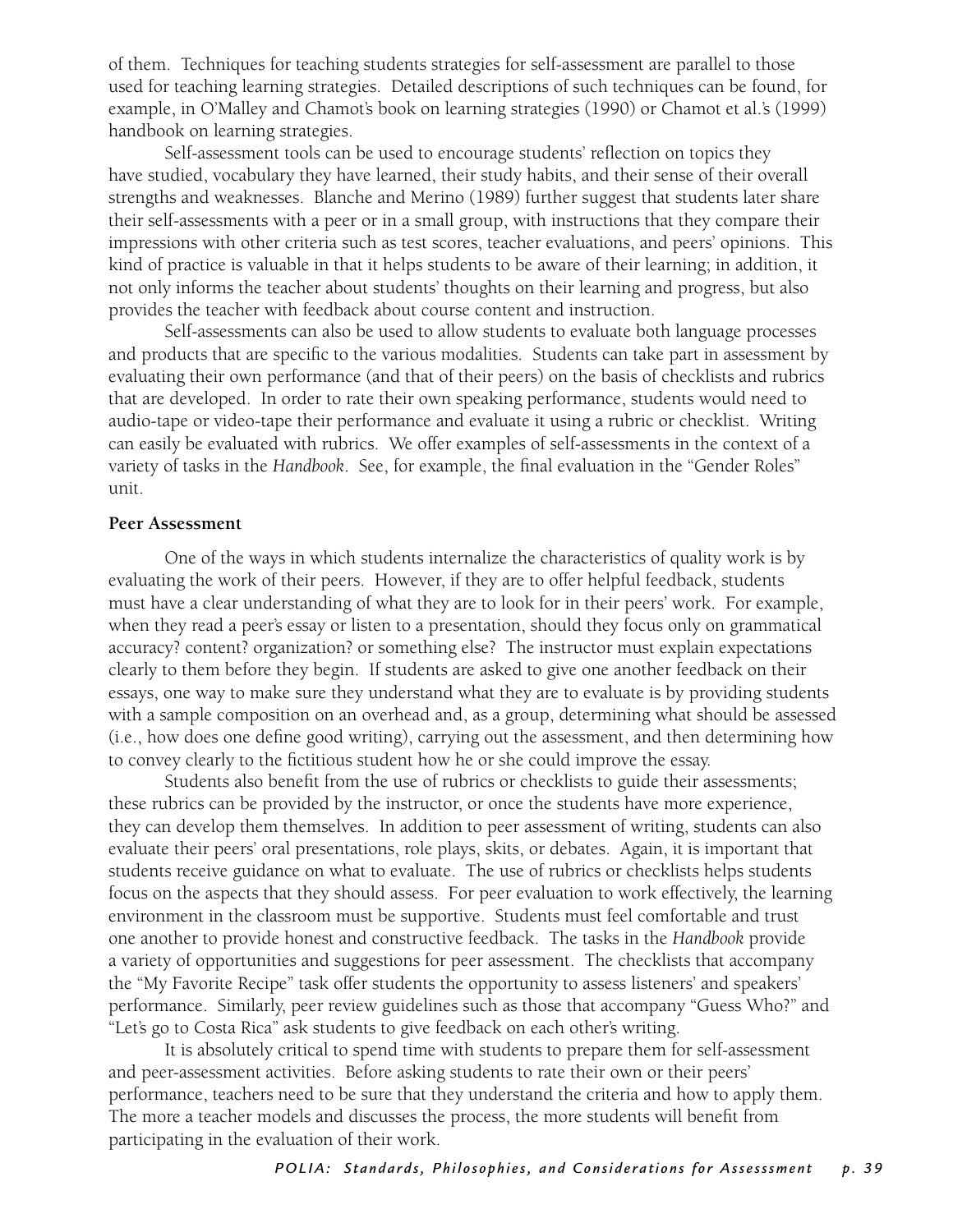of them. Techniques for teaching students strategies for self-assessment are parallel to those used for teaching learning strategies. Detailed descriptions of such techniques can be found, for example, in O'Malley and Chamot's book on learning strategies (1990) or Chamot et al.'s (1999) handbook on learning strategies.

Self-assessment tools can be used to encourage students' reflection on topics they have studied, vocabulary they have learned, their study habits, and their sense of their overall strengths and weaknesses. Blanche and Merino (1989) further suggest that students later share their self-assessments with a peer or in a small group, with instructions that they compare their impressions with other criteria such as test scores, teacher evaluations, and peers' opinions. This kind of practice is valuable in that it helps students to be aware of their learning; in addition, it not only informs the teacher about students' thoughts on their learning and progress, but also provides the teacher with feedback about course content and instruction.

Self-assessments can also be used to allow students to evaluate both language processes and products that are specific to the various modalities. Students can take part in assessment by evaluating their own performance (and that of their peers) on the basis of checklists and rubrics that are developed. In order to rate their own speaking performance, students would need to audio-tape or video-tape their performance and evaluate it using a rubric or checklist. Writing can easily be evaluated with rubrics. We offer examples of self-assessments in the context of a variety of tasks in the *Handbook*. See, for example, the final evaluation in the "Gender Roles" unit.

**Peer Assessment**

One of the ways in which students internalize the characteristics of quality work is by evaluating the work of their peers. However, if they are to offer helpful feedback, students must have a clear understanding of what they are to look for in their peers' work. For example, when they read a peer's essay or listen to a presentation, should they focus only on grammatical accuracy? content? organization? or something else? The instructor must explain expectations clearly to them before they begin. If students are asked to give one another feedback on their essays, one way to make sure they understand what they are to evaluate is by providing students with a sample composition on an overhead and, as a group, determining what should be assessed (i.e., how does one define good writing), carrying out the assessment, and then determining how to convey clearly to the fictitious student how he or she could improve the essay.

Students also benefit from the use of rubrics or checklists to guide their assessments; these rubrics can be provided by the instructor, or once the students have more experience, they can develop them themselves. In addition to peer assessment of writing, students can also evaluate their peers' oral presentations, role plays, skits, or debates. Again, it is important that students receive guidance on what to evaluate. The use of rubrics or checklists helps students focus on the aspects that they should assess. For peer evaluation to work effectively, the learning environment in the classroom must be supportive. Students must feel comfortable and trust one another to provide honest and constructive feedback. The tasks in the *Handbook* provide a variety of opportunities and suggestions for peer assessment. The checklists that accompany the "My Favorite Recipe" task offer students the opportunity to assess listeners' and speakers' performance. Similarly, peer review guidelines such as those that accompany "Guess Who?" and "Let's go to Costa Rica" ask students to give feedback on each other's writing.

It is absolutely critical to spend time with students to prepare them for self-assessment and peer-assessment activities. Before asking students to rate their own or their peers' performance, teachers need to be sure that they understand the criteria and how to apply them. The more a teacher models and discusses the process, the more students will benefit from participating in the evaluation of their work.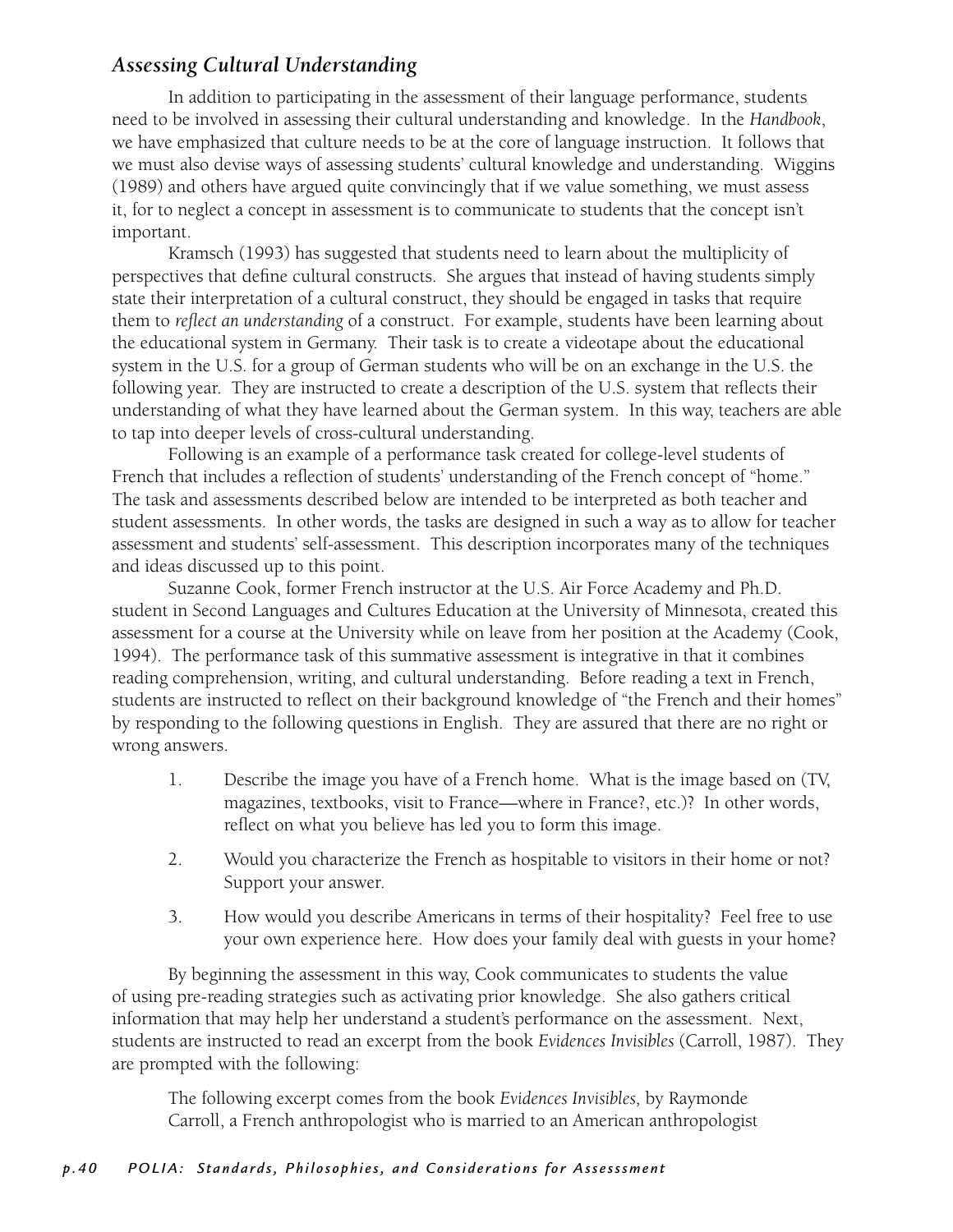### *Assessing Cultural Understanding*

In addition to participating in the assessment of their language performance, students need to be involved in assessing their cultural understanding and knowledge. In the *Handbook*, we have emphasized that culture needs to be at the core of language instruction. It follows that we must also devise ways of assessing students' cultural knowledge and understanding. Wiggins (1989) and others have argued quite convincingly that if we value something, we must assess it, for to neglect a concept in assessment is to communicate to students that the concept isn't important.

Kramsch (1993) has suggested that students need to learn about the multiplicity of perspectives that define cultural constructs. She argues that instead of having students simply state their interpretation of a cultural construct, they should be engaged in tasks that require them to *reflect an understanding* of a construct. For example, students have been learning about the educational system in Germany. Their task is to create a videotape about the educational system in the U.S. for a group of German students who will be on an exchange in the U.S. the following year. They are instructed to create a description of the U.S. system that reflects their understanding of what they have learned about the German system. In this way, teachers are able to tap into deeper levels of cross-cultural understanding.

Following is an example of a performance task created for college-level students of French that includes a reflection of students' understanding of the French concept of "home." The task and assessments described below are intended to be interpreted as both teacher and student assessments. In other words, the tasks are designed in such a way as to allow for teacher assessment and students' self-assessment. This description incorporates many of the techniques and ideas discussed up to this point.

Suzanne Cook, former French instructor at the U.S. Air Force Academy and Ph.D. student in Second Languages and Cultures Education at the University of Minnesota, created this assessment for a course at the University while on leave from her position at the Academy (Cook, 1994). The performance task of this summative assessment is integrative in that it combines reading comprehension, writing, and cultural understanding. Before reading a text in French, students are instructed to reflect on their background knowledge of "the French and their homes" by responding to the following questions in English. They are assured that there are no right or wrong answers.

1. Describe the image you have of a French home. What is the image based on (TV, magazines, textbooks, visit to France—where in France?, etc.)? In other words, reflect on what you believe has led you to form this image.
2. Would you characterize the French as hospitable to visitors in their home or not? Support your answer.
3. How would you describe Americans in terms of their hospitality? Feel free to use your own experience here. How does your family deal with guests in your home?

By beginning the assessment in this way, Cook communicates to students the value of using pre-reading strategies such as activating prior knowledge. She also gathers critical information that may help her understand a student's performance on the assessment. Next, students are instructed to read an excerpt from the book *Evidences Invisibles* (Carroll, 1987). They are prompted with the following:

> The following excerpt comes from the book *Evidences Invisibles,* by Raymonde Carroll, a French anthropologist who is married to an American anthropologist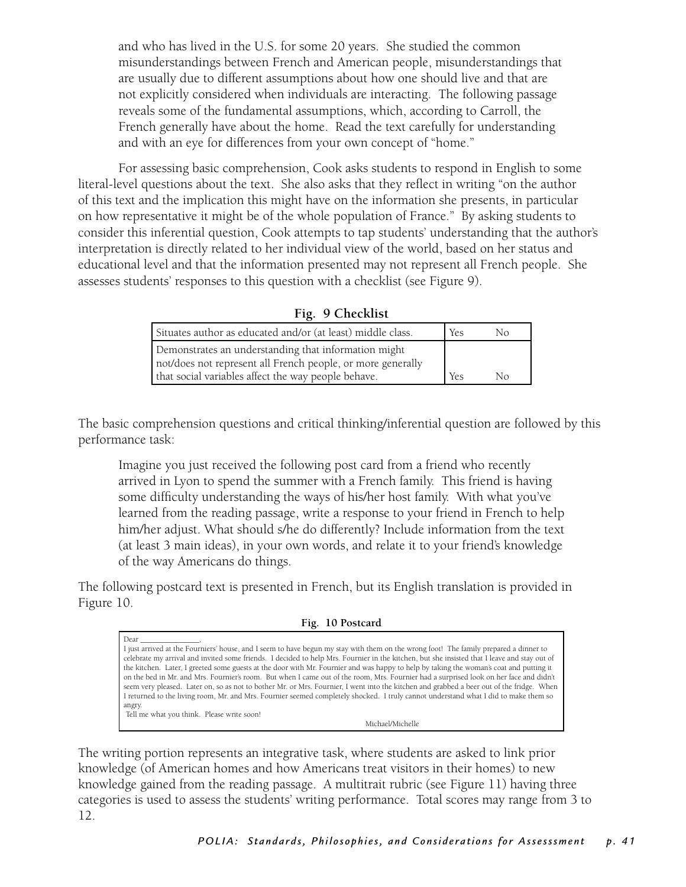> and who has lived in the U.S. for some 20 years. She studied the common misunderstandings between French and American people, misunderstandings that are usually due to different assumptions about how one should live and that are not explicitly considered when individuals are interacting. The following passage reveals some of the fundamental assumptions, which, according to Carroll, the French generally have about the home. Read the text carefully for understanding and with an eye for differences from your own concept of "home."

For assessing basic comprehension, Cook asks students to respond in English to some literal-level questions about the text. She also asks that they reflect in writing "on the author of this text and the implication this might have on the information she presents, in particular on how representative it might be of the whole population of France." By asking students to consider this inferential question, Cook attempts to tap students' understanding that the author's interpretation is directly related to her individual view of the world, based on her status and educational level and that the information presented may not represent all French people. She assesses students' responses to this question with a checklist (see Figure 9).

**Fig. 9 Checklist**

| | | |
|---|---|---|
| Situates author as educated and/or (at least) middle class. | Yes | No |
| Demonstrates an understanding that information might not/does not represent all French people, or more generally that social variables affect the way people behave. | Yes | No |

The basic comprehension questions and critical thinking/inferential question are followed by this performance task:

> Imagine you just received the following post card from a friend who recently arrived in Lyon to spend the summer with a French family. This friend is having some difficulty understanding the ways of his/her host family. With what you've learned from the reading passage, write a response to your friend in French to help him/her adjust. What should s/he do differently? Include information from the text (at least 3 main ideas), in your own words, and relate it to your friend's knowledge of the way Americans do things.

The following postcard text is presented in French, but its English translation is provided in Figure 10.

**Fig. 10 Postcard**

> Dear ______________,
> I just arrived at the Fourniers' house, and I seem to have begun my stay with them on the wrong foot! The family prepared a dinner to celebrate my arrival and invited some friends. I decided to help Mrs. Fournier in the kitchen, but she insisted that I leave and stay out of the kitchen. Later, I greeted some guests at the door with Mr. Fournier and was happy to help by taking the woman's coat and putting it on the bed in Mr. and Mrs. Fournier's room. But when I came out of the room, Mrs. Fournier had a surprised look on her face and didn't seem very pleased. Later on, so as not to bother Mr. or Mrs. Fournier, I went into the kitchen and grabbed a beer out of the fridge. When I returned to the living room, Mr. and Mrs. Fournier seemed completely shocked. I truly cannot understand what I did to make them so angry.
> Tell me what you think. Please write soon!
>
> Michael/Michelle

The writing portion represents an integrative task, where students are asked to link prior knowledge (of American homes and how Americans treat visitors in their homes) to new knowledge gained from the reading passage. A multitrait rubric (see Figure 11) having three categories is used to assess the students' writing performance. Total scores may range from 3 to 12.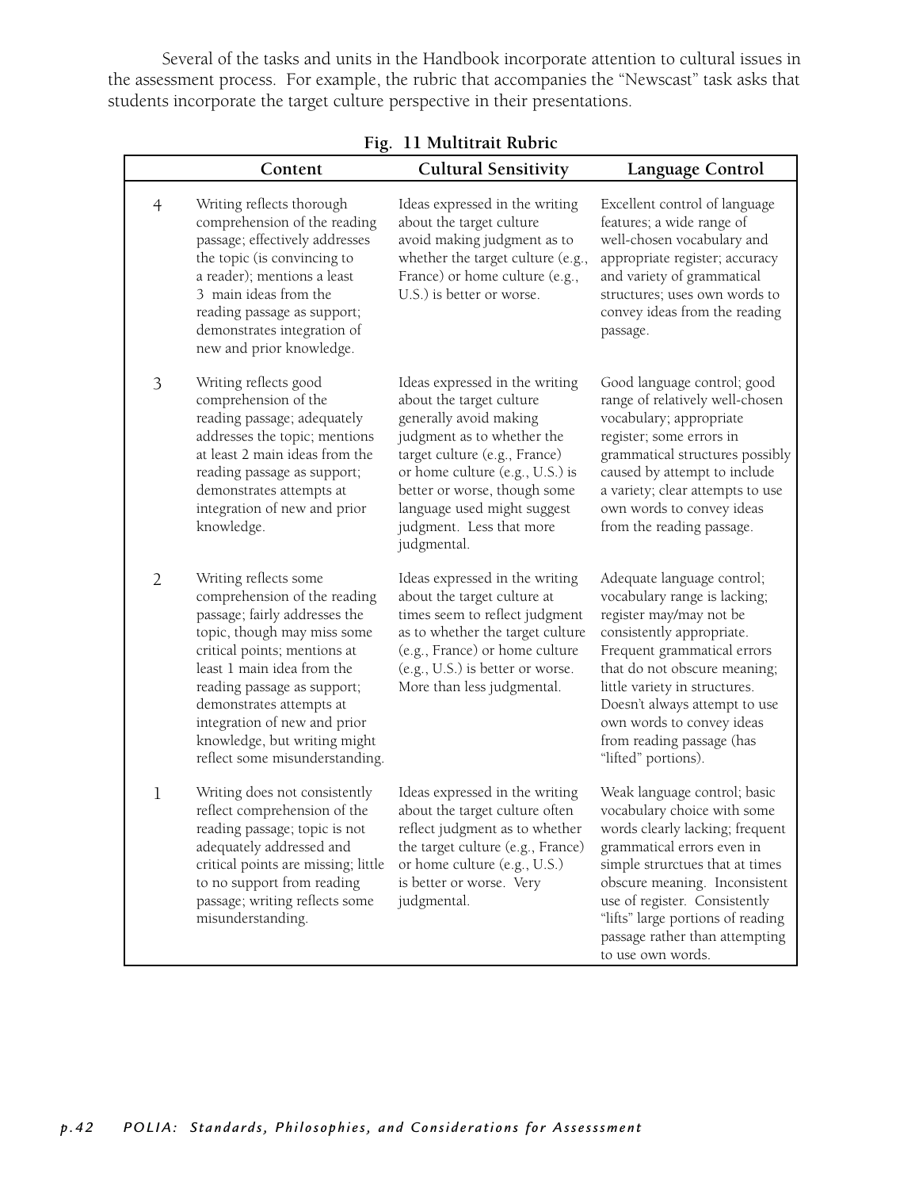Several of the tasks and units in the Handbook incorporate attention to cultural issues in the assessment process. For example, the rubric that accompanies the "Newscast" task asks that students incorporate the target culture perspective in their presentations.

**Fig. 11 Multitrait Rubric**

| | Content | Cultural Sensitivity | Language Control |
|---|---|---|---|
| 4 | Writing reflects thorough comprehension of the reading passage; effectively addresses the topic (is convincing to a reader); mentions a least 3 main ideas from the reading passage as support; demonstrates integration of new and prior knowledge. | Ideas expressed in the writing about the target culture avoid making judgment as to whether the target culture (e.g., France) or home culture (e.g., U.S.) is better or worse. | Excellent control of language features; a wide range of well-chosen vocabulary and appropriate register; accuracy and variety of grammatical structures; uses own words to convey ideas from the reading passage. |
| 3 | Writing reflects good comprehension of the reading passage; adequately addresses the topic; mentions at least 2 main ideas from the reading passage as support; demonstrates attempts at integration of new and prior knowledge. | Ideas expressed in the writing about the target culture generally avoid making judgment as to whether the target culture (e.g., France) or home culture (e.g., U.S.) is better or worse, though some language used might suggest judgment. Less that more judgmental. | Good language control; good range of relatively well-chosen vocabulary; appropriate register; some errors in grammatical structures possibly caused by attempt to include a variety; clear attempts to use own words to convey ideas from the reading passage. |
| 2 | Writing reflects some comprehension of the reading passage; fairly addresses the topic, though may miss some critical points; mentions at least 1 main idea from the reading passage as support; demonstrates attempts at integration of new and prior knowledge, but writing might reflect some misunderstanding. | Ideas expressed in the writing about the target culture at times seem to reflect judgment as to whether the target culture (e.g., France) or home culture (e.g., U.S.) is better or worse. More than less judgmental. | Adequate language control; vocabulary range is lacking; register may/may not be consistently appropriate. Frequent grammatical errors that do not obscure meaning; little variety in structures. Doesn't always attempt to use own words to convey ideas from reading passage (has "lifted" portions). |
| 1 | Writing does not consistently reflect comprehension of the reading passage; topic is not adequately addressed and critical points are missing; little to no support from reading passage; writing reflects some misunderstanding. | Ideas expressed in the writing about the target culture often reflect judgment as to whether the target culture (e.g., France) or home culture (e.g., U.S.) is better or worse. Very judgmental. | Weak language control; basic vocabulary choice with some words clearly lacking; frequent grammatical errors even in simple strurctues that at times obscure meaning. Inconsistent use of register. Consistently "lifts" large portions of reading passage rather than attempting to use own words. |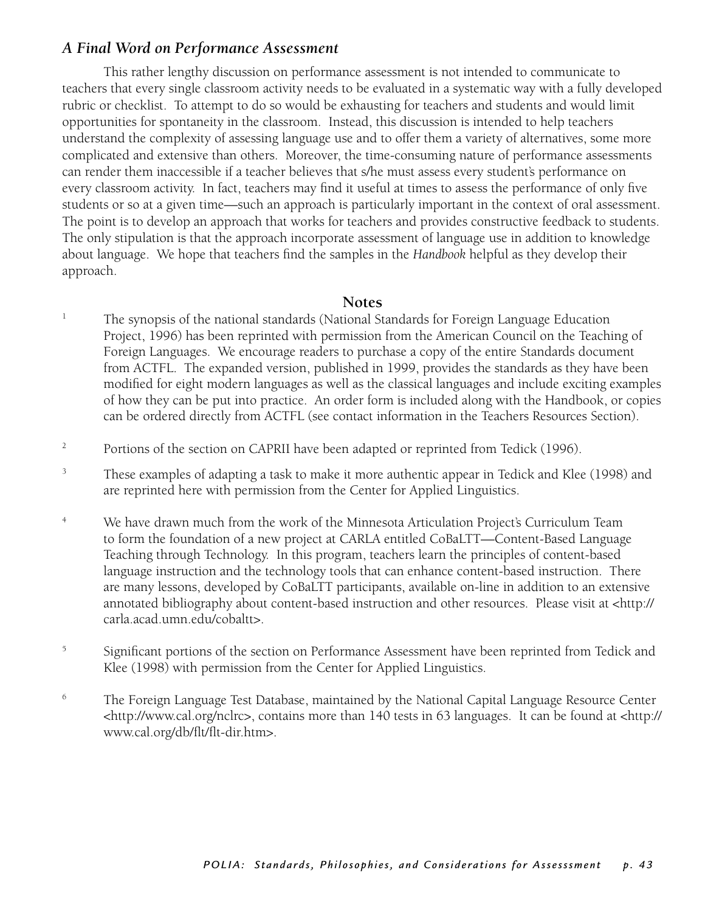### *A Final Word on Performance Assessment*

This rather lengthy discussion on performance assessment is not intended to communicate to teachers that every single classroom activity needs to be evaluated in a systematic way with a fully developed rubric or checklist. To attempt to do so would be exhausting for teachers and students and would limit opportunities for spontaneity in the classroom. Instead, this discussion is intended to help teachers understand the complexity of assessing language use and to offer them a variety of alternatives, some more complicated and extensive than others. Moreover, the time-consuming nature of performance assessments can render them inaccessible if a teacher believes that s/he must assess every student's performance on every classroom activity. In fact, teachers may find it useful at times to assess the performance of only five students or so at a given time—such an approach is particularly important in the context of oral assessment. The point is to develop an approach that works for teachers and provides constructive feedback to students. The only stipulation is that the approach incorporate assessment of language use in addition to knowledge about language. We hope that teachers find the samples in the *Handbook* helpful as they develop their approach.

## Notes

[1] The synopsis of the national standards (National Standards for Foreign Language Education Project, 1996) has been reprinted with permission from the American Council on the Teaching of Foreign Languages. We encourage readers to purchase a copy of the entire Standards document from ACTFL. The expanded version, published in 1999, provides the standards as they have been modified for eight modern languages as well as the classical languages and include exciting examples of how they can be put into practice. An order form is included along with the Handbook, or copies can be ordered directly from ACTFL (see contact information in the Teachers Resources Section).

[2] Portions of the section on CAPRII have been adapted or reprinted from Tedick (1996).

[3] These examples of adapting a task to make it more authentic appear in Tedick and Klee (1998) and are reprinted here with permission from the Center for Applied Linguistics.

[4] We have drawn much from the work of the Minnesota Articulation Project's Curriculum Team to form the foundation of a new project at CARLA entitled CoBaLTT—Content-Based Language Teaching through Technology. In this program, teachers learn the principles of content-based language instruction and the technology tools that can enhance content-based instruction. There are many lessons, developed by CoBaLTT participants, available on-line in addition to an extensive annotated bibliography about content-based instruction and other resources. Please visit at <http://carla.acad.umn.edu/cobaltt>.

[5] Significant portions of the section on Performance Assessment have been reprinted from Tedick and Klee (1998) with permission from the Center for Applied Linguistics.

[6] The Foreign Language Test Database, maintained by the National Capital Language Resource Center <http://www.cal.org/nclrc>, contains more than 140 tests in 63 languages. It can be found at <http://www.cal.org/db/flt/flt-dir.htm>.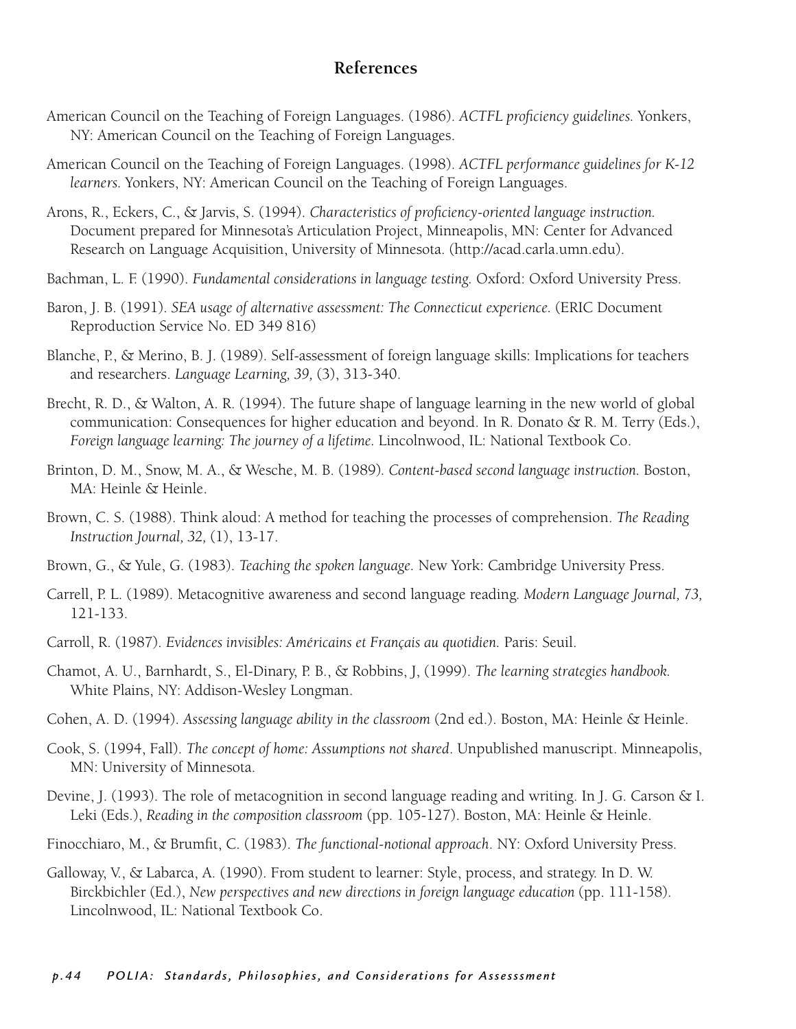## References

American Council on the Teaching of Foreign Languages. (1986). *ACTFL proficiency guidelines.* Yonkers, NY: American Council on the Teaching of Foreign Languages.

American Council on the Teaching of Foreign Languages. (1998). *ACTFL performance guidelines for K-12 learners.* Yonkers, NY: American Council on the Teaching of Foreign Languages.

Arons, R., Eckers, C., & Jarvis, S. (1994). *Characteristics of proficiency-oriented language instruction.* Document prepared for Minnesota's Articulation Project, Minneapolis, MN: Center for Advanced Research on Language Acquisition, University of Minnesota. (http://acad.carla.umn.edu).

Bachman, L. F. (1990). *Fundamental considerations in language testing.* Oxford: Oxford University Press.

Baron, J. B. (1991). *SEA usage of alternative assessment: The Connecticut experience.* (ERIC Document Reproduction Service No. ED 349 816)

Blanche, P., & Merino, B. J. (1989). Self-assessment of foreign language skills: Implications for teachers and researchers. *Language Learning, 39,* (3), 313-340.

Brecht, R. D., & Walton, A. R. (1994). The future shape of language learning in the new world of global communication: Consequences for higher education and beyond. In R. Donato & R. M. Terry (Eds.), *Foreign language learning: The journey of a lifetime.* Lincolnwood, IL: National Textbook Co.

Brinton, D. M., Snow, M. A., & Wesche, M. B. (1989). *Content-based second language instruction.* Boston, MA: Heinle & Heinle.

Brown, C. S. (1988). Think aloud: A method for teaching the processes of comprehension. *The Reading Instruction Journal, 32,* (1), 13-17.

Brown, G., & Yule, G. (1983). *Teaching the spoken language.* New York: Cambridge University Press.

Carrell, P. L. (1989). Metacognitive awareness and second language reading. *Modern Language Journal, 73,* 121-133.

Carroll, R. (1987). *Evidences invisibles: Américains et Français au quotidien.* Paris: Seuil.

Chamot, A. U., Barnhardt, S., El-Dinary, P. B., & Robbins, J, (1999). *The learning strategies handbook.* White Plains, NY: Addison-Wesley Longman.

Cohen, A. D. (1994). *Assessing language ability in the classroom* (2nd ed.). Boston, MA: Heinle & Heinle.

Cook, S. (1994, Fall). *The concept of home: Assumptions not shared.* Unpublished manuscript. Minneapolis, MN: University of Minnesota.

Devine, J. (1993). The role of metacognition in second language reading and writing. In J. G. Carson & I. Leki (Eds.), *Reading in the composition classroom* (pp. 105-127). Boston, MA: Heinle & Heinle.

Finocchiaro, M., & Brumfit, C. (1983). *The functional-notional approach.* NY: Oxford University Press.

Galloway, V., & Labarca, A. (1990). From student to learner: Style, process, and strategy. In D. W. Birckbichler (Ed.), *New perspectives and new directions in foreign language education* (pp. 111-158). Lincolnwood, IL: National Textbook Co.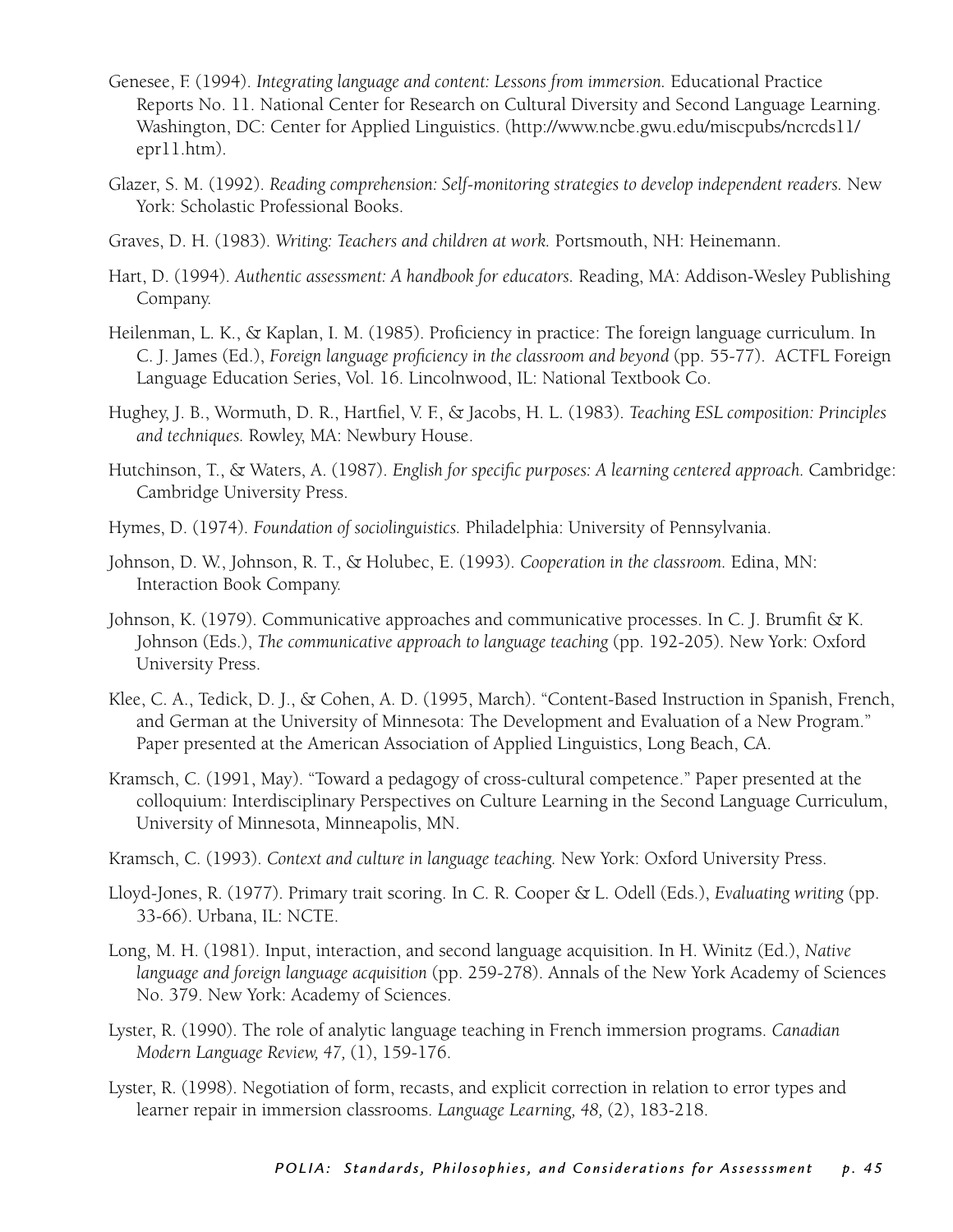Genesee, F. (1994). *Integrating language and content: Lessons from immersion.* Educational Practice Reports No. 11. National Center for Research on Cultural Diversity and Second Language Learning. Washington, DC: Center for Applied Linguistics. (http://www.ncbe.gwu.edu/miscpubs/ncrcds11/epr11.htm).

Glazer, S. M. (1992). *Reading comprehension: Self-monitoring strategies to develop independent readers.* New York: Scholastic Professional Books.

Graves, D. H. (1983). *Writing: Teachers and children at work.* Portsmouth, NH: Heinemann.

Hart, D. (1994). *Authentic assessment: A handbook for educators.* Reading, MA: Addison-Wesley Publishing Company.

Heilenman, L. K., & Kaplan, I. M. (1985). Proficiency in practice: The foreign language curriculum. In C. J. James (Ed.), *Foreign language proficiency in the classroom and beyond* (pp. 55-77). ACTFL Foreign Language Education Series, Vol. 16. Lincolnwood, IL: National Textbook Co.

Hughey, J. B., Wormuth, D. R., Hartfiel, V. F., & Jacobs, H. L. (1983). *Teaching ESL composition: Principles and techniques.* Rowley, MA: Newbury House.

Hutchinson, T., & Waters, A. (1987). *English for specific purposes: A learning centered approach.* Cambridge: Cambridge University Press.

Hymes, D. (1974). *Foundation of sociolinguistics.* Philadelphia: University of Pennsylvania.

Johnson, D. W., Johnson, R. T., & Holubec, E. (1993). *Cooperation in the classroom.* Edina, MN: Interaction Book Company.

Johnson, K. (1979). Communicative approaches and communicative processes. In C. J. Brumfit & K. Johnson (Eds.), *The communicative approach to language teaching* (pp. 192-205). New York: Oxford University Press.

Klee, C. A., Tedick, D. J., & Cohen, A. D. (1995, March). "Content-Based Instruction in Spanish, French, and German at the University of Minnesota: The Development and Evaluation of a New Program." Paper presented at the American Association of Applied Linguistics, Long Beach, CA.

Kramsch, C. (1991, May). "Toward a pedagogy of cross-cultural competence." Paper presented at the colloquium: Interdisciplinary Perspectives on Culture Learning in the Second Language Curriculum, University of Minnesota, Minneapolis, MN.

Kramsch, C. (1993). *Context and culture in language teaching.* New York: Oxford University Press.

Lloyd-Jones, R. (1977). Primary trait scoring. In C. R. Cooper & L. Odell (Eds.), *Evaluating writing* (pp. 33-66). Urbana, IL: NCTE.

Long, M. H. (1981). Input, interaction, and second language acquisition. In H. Winitz (Ed.), *Native language and foreign language acquisition* (pp. 259-278). Annals of the New York Academy of Sciences No. 379. New York: Academy of Sciences.

Lyster, R. (1990). The role of analytic language teaching in French immersion programs. *Canadian Modern Language Review, 47,* (1), 159-176.

Lyster, R. (1998). Negotiation of form, recasts, and explicit correction in relation to error types and learner repair in immersion classrooms. *Language Learning, 48,* (2), 183-218.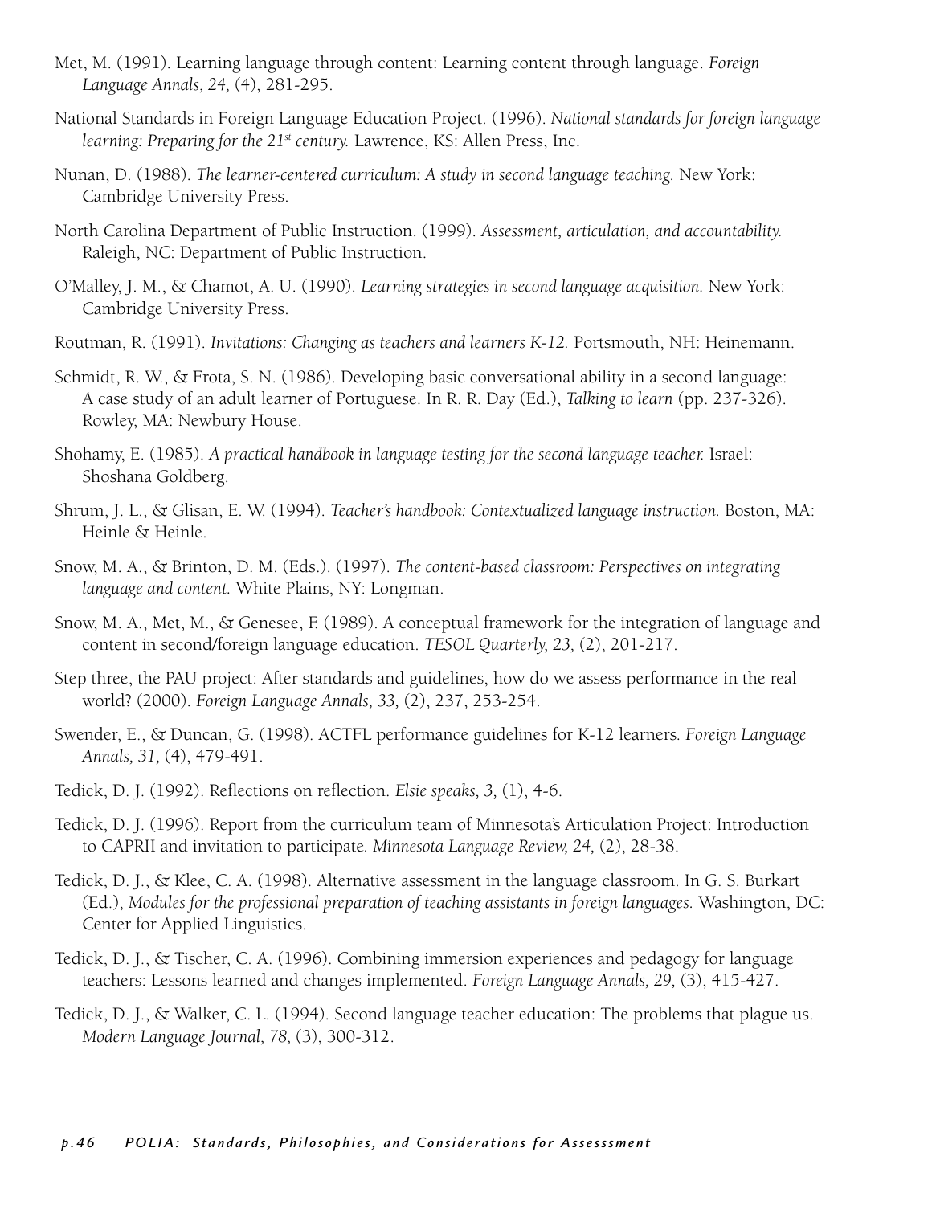Met, M. (1991). Learning language through content: Learning content through language. *Foreign Language Annals, 24,* (4), 281-295.

National Standards in Foreign Language Education Project. (1996). *National standards for foreign language learning: Preparing for the 21st century.* Lawrence, KS: Allen Press, Inc.

Nunan, D. (1988). *The learner-centered curriculum: A study in second language teaching.* New York: Cambridge University Press.

North Carolina Department of Public Instruction. (1999). *Assessment, articulation, and accountability.* Raleigh, NC: Department of Public Instruction.

O'Malley, J. M., & Chamot, A. U. (1990). *Learning strategies in second language acquisition.* New York: Cambridge University Press.

Routman, R. (1991). *Invitations: Changing as teachers and learners K-12.* Portsmouth, NH: Heinemann.

Schmidt, R. W., & Frota, S. N. (1986). Developing basic conversational ability in a second language: A case study of an adult learner of Portuguese. In R. R. Day (Ed.), *Talking to learn* (pp. 237-326). Rowley, MA: Newbury House.

Shohamy, E. (1985). *A practical handbook in language testing for the second language teacher.* Israel: Shoshana Goldberg.

Shrum, J. L., & Glisan, E. W. (1994). *Teacher's handbook: Contextualized language instruction.* Boston, MA: Heinle & Heinle.

Snow, M. A., & Brinton, D. M. (Eds.). (1997). *The content-based classroom: Perspectives on integrating language and content.* White Plains, NY: Longman.

Snow, M. A., Met, M., & Genesee, F. (1989). A conceptual framework for the integration of language and content in second/foreign language education. *TESOL Quarterly, 23,* (2), 201-217.

Step three, the PAU project: After standards and guidelines, how do we assess performance in the real world? (2000). *Foreign Language Annals, 33,* (2), 237, 253-254.

Swender, E., & Duncan, G. (1998). ACTFL performance guidelines for K-12 learners. *Foreign Language Annals, 31,* (4), 479-491.

Tedick, D. J. (1992). Reflections on reflection. *Elsie speaks, 3,* (1), 4-6.

Tedick, D. J. (1996). Report from the curriculum team of Minnesota's Articulation Project: Introduction to CAPRII and invitation to participate. *Minnesota Language Review, 24,* (2), 28-38.

Tedick, D. J., & Klee, C. A. (1998). Alternative assessment in the language classroom. In G. S. Burkart (Ed.), *Modules for the professional preparation of teaching assistants in foreign languages.* Washington, DC: Center for Applied Linguistics.

Tedick, D. J., & Tischer, C. A. (1996). Combining immersion experiences and pedagogy for language teachers: Lessons learned and changes implemented. *Foreign Language Annals, 29,* (3), 415-427.

Tedick, D. J., & Walker, C. L. (1994). Second language teacher education: The problems that plague us. *Modern Language Journal, 78,* (3), 300-312.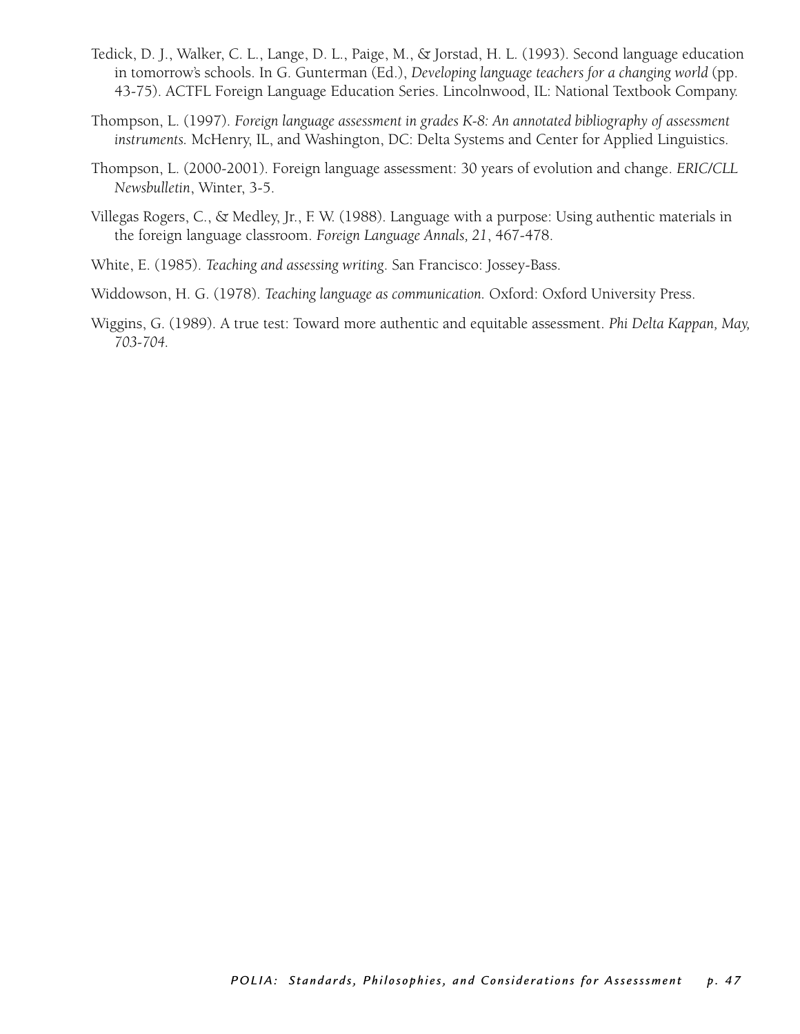Tedick, D. J., Walker, C. L., Lange, D. L., Paige, M., & Jorstad, H. L. (1993). Second language education in tomorrow's schools. In G. Gunterman (Ed.), *Developing language teachers for a changing world* (pp. 43-75). ACTFL Foreign Language Education Series. Lincolnwood, IL: National Textbook Company.

Thompson, L. (1997). *Foreign language assessment in grades K-8: An annotated bibliography of assessment instruments.* McHenry, IL, and Washington, DC: Delta Systems and Center for Applied Linguistics.

Thompson, L. (2000-2001). Foreign language assessment: 30 years of evolution and change. *ERIC/CLL Newsbulletin*, Winter, 3-5.

Villegas Rogers, C., & Medley, Jr., F. W. (1988). Language with a purpose: Using authentic materials in the foreign language classroom. *Foreign Language Annals, 21*, 467-478.

White, E. (1985). *Teaching and assessing writing*. San Francisco: Jossey-Bass.

Widdowson, H. G. (1978). *Teaching language as communication.* Oxford: Oxford University Press.

Wiggins, G. (1989). A true test: Toward more authentic and equitable assessment. *Phi Delta Kappan, May, 703-704.*